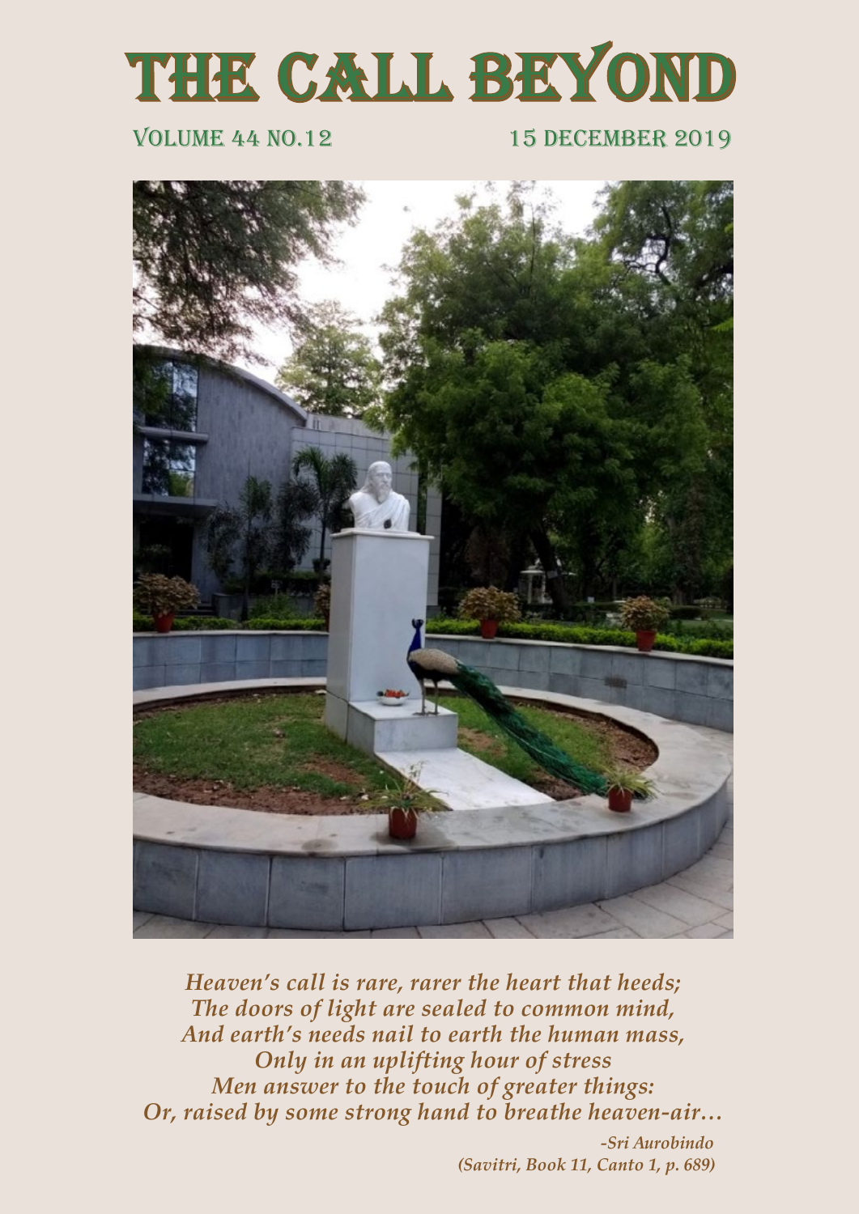# THE CALL BEYOND

VOLUME 44 NO.12 15 DECEMBER 2019

*Heaven's call is rare, rarer the heart that heeds;*
*The doors of light are sealed to common mind,*
*And earth's needs nail to earth the human mass,*
*Only in an uplifting hour of stress*
*Men answer to the touch of greater things:*
*Or, raised by some strong hand to breathe heaven-air…*

***-Sri Aurobindo***
***(Savitri, Book 11, Canto 1, p. 689)***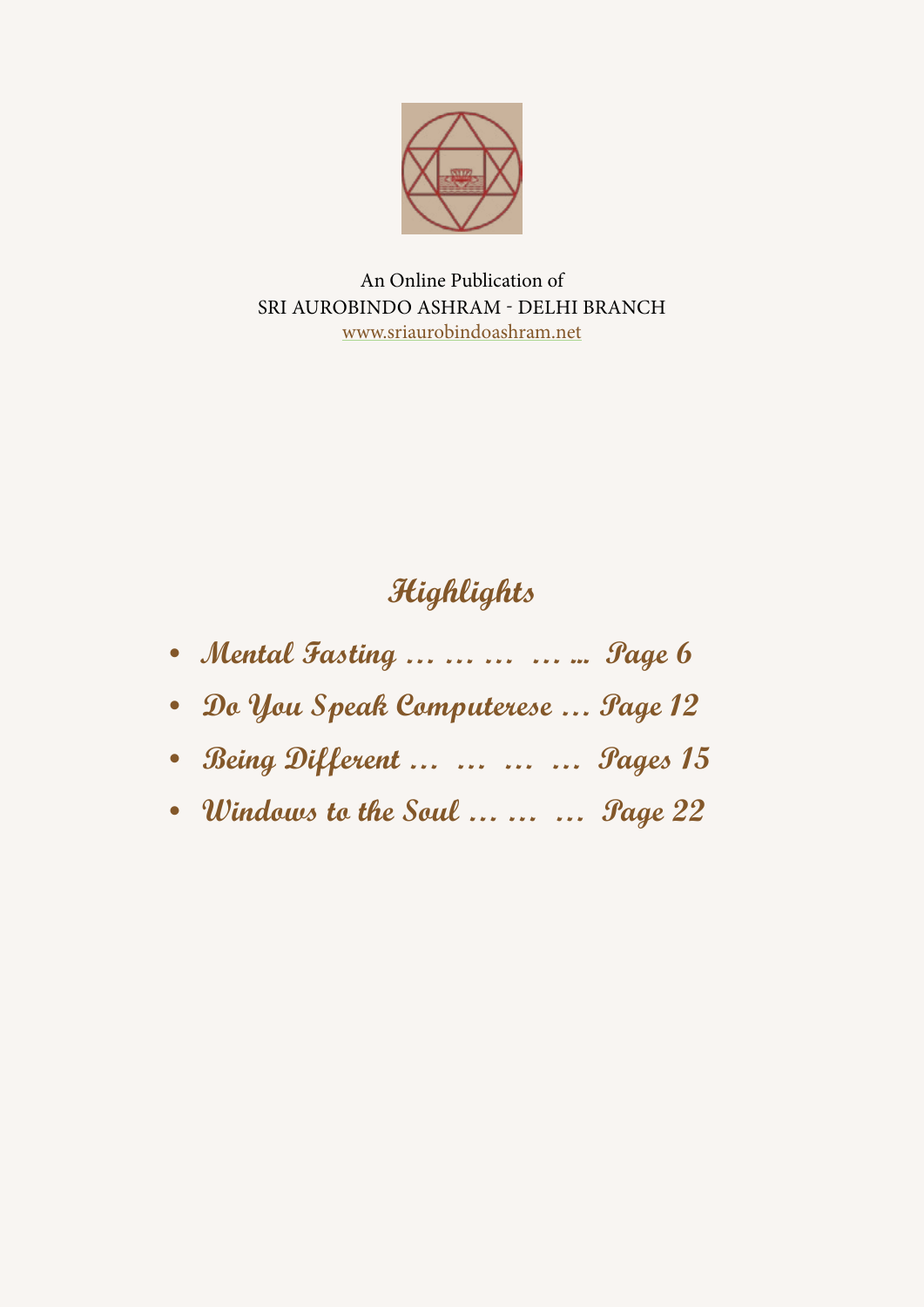An Online Publication of
SRI AUROBINDO ASHRAM - DELHI BRANCH
www.sriaurobindoashram.net

## Highlights

- Mental Fasting … … … … ... Page 6
- Do You Speak Computerese … Page 12
- Being Different … … … … Pages 15
- Windows to the Soul … … … Page 22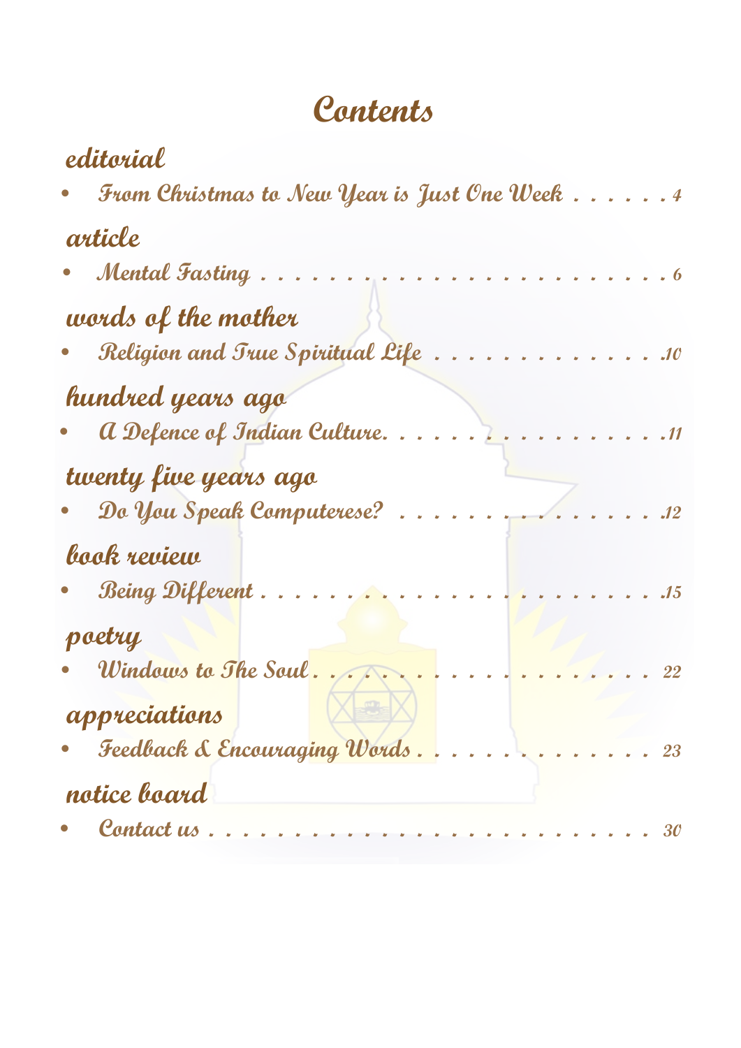# Contents

## editorial

- From Christmas to New Year is Just One Week . . . . . . 4

## article

- Mental Fasting . . . . . . . . . . . . . . . . . . . . . . . . . . 6

## words of the mother

- Religion and True Spiritual Life . . . . . . . . . . . . . . 10

## hundred years ago

- A Defence of Indian Culture. . . . . . . . . . . . . . . . . . 11

## twenty five years ago

- Do You Speak Computerese? . . . . . . . . . . . . . . . . 12

## book review

- Being Different . . . . . . . . . . . . . . . . . . . . . . . . . 15

## poetry

- Windows to The Soul . . . . . . . . . . . . . . . . . . . . . . 22

## appreciations

- Feedback & Encouraging Words . . . . . . . . . . . . . . 23

## notice board

- Contact us . . . . . . . . . . . . . . . . . . . . . . . . . . . . 30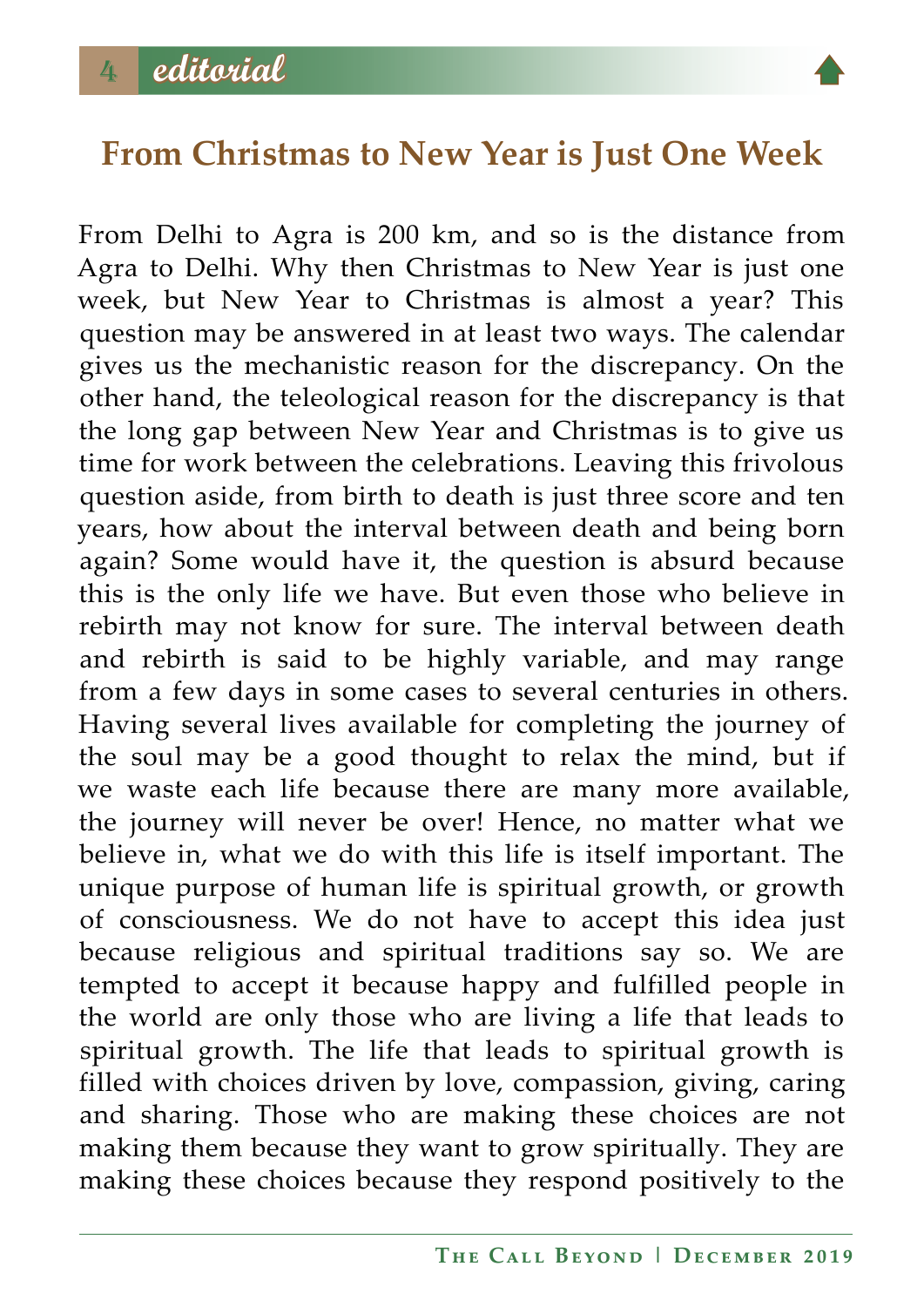## From Christmas to New Year is Just One Week

From Delhi to Agra is 200 km, and so is the distance from Agra to Delhi. Why then Christmas to New Year is just one week, but New Year to Christmas is almost a year? This question may be answered in at least two ways. The calendar gives us the mechanistic reason for the discrepancy. On the other hand, the teleological reason for the discrepancy is that the long gap between New Year and Christmas is to give us time for work between the celebrations. Leaving this frivolous question aside, from birth to death is just three score and ten years, how about the interval between death and being born again? Some would have it, the question is absurd because this is the only life we have. But even those who believe in rebirth may not know for sure. The interval between death and rebirth is said to be highly variable, and may range from a few days in some cases to several centuries in others. Having several lives available for completing the journey of the soul may be a good thought to relax the mind, but if we waste each life because there are many more available, the journey will never be over! Hence, no matter what we believe in, what we do with this life is itself important. The unique purpose of human life is spiritual growth, or growth of consciousness. We do not have to accept this idea just because religious and spiritual traditions say so. We are tempted to accept it because happy and fulfilled people in the world are only those who are living a life that leads to spiritual growth. The life that leads to spiritual growth is filled with choices driven by love, compassion, giving, caring and sharing. Those who are making these choices are not making them because they want to grow spiritually. They are making these choices because they respond positively to the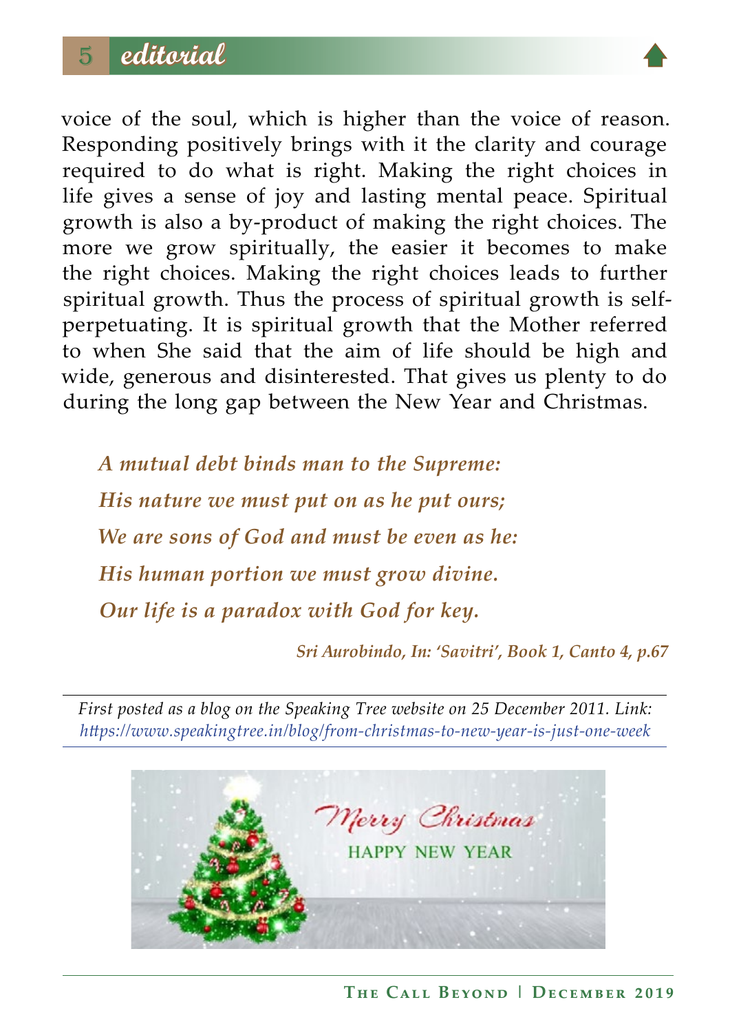voice of the soul, which is higher than the voice of reason. Responding positively brings with it the clarity and courage required to do what is right. Making the right choices in life gives a sense of joy and lasting mental peace. Spiritual growth is also a by-product of making the right choices. The more we grow spiritually, the easier it becomes to make the right choices. Making the right choices leads to further spiritual growth. Thus the process of spiritual growth is self-perpetuating. It is spiritual growth that the Mother referred to when She said that the aim of life should be high and wide, generous and disinterested. That gives us plenty to do during the long gap between the New Year and Christmas.

> ***A mutual debt binds man to the Supreme:***
> ***His nature we must put on as he put ours;***
> ***We are sons of God and must be even as he:***
> ***His human portion we must grow divine.***
> ***Our life is a paradox with God for key.***
>
> ***Sri Aurobindo, In: 'Savitri', Book 1, Canto 4, p.67***

---

*First posted as a blog on the Speaking Tree website on 25 December 2011. Link: https://www.speakingtree.in/blog/from-christmas-to-new-year-is-just-one-week*

---

Merry Christmas

HAPPY NEW YEAR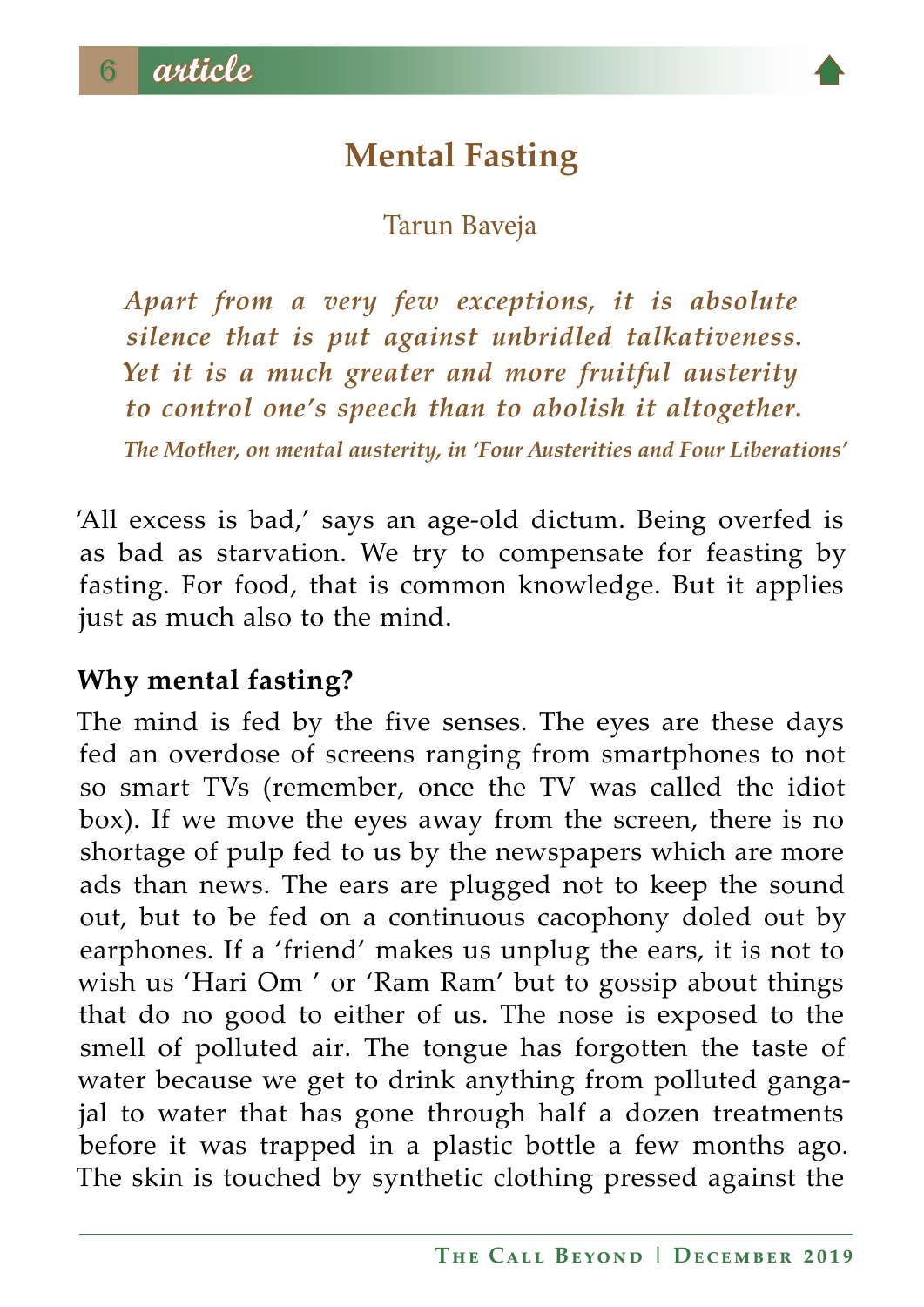# Mental Fasting

Tarun Baveja

> ***Apart from a very few exceptions, it is absolute silence that is put against unbridled talkativeness. Yet it is a much greater and more fruitful austerity to control one's speech than to abolish it altogether.***
>
> ***The Mother, on mental austerity, in 'Four Austerities and Four Liberations'***

'All excess is bad,' says an age-old dictum. Being overfed is as bad as starvation. We try to compensate for feasting by fasting. For food, that is common knowledge. But it applies just as much also to the mind.

**Why mental fasting?**

The mind is fed by the five senses. The eyes are these days fed an overdose of screens ranging from smartphones to not so smart TVs (remember, once the TV was called the idiot box). If we move the eyes away from the screen, there is no shortage of pulp fed to us by the newspapers which are more ads than news. The ears are plugged not to keep the sound out, but to be fed on a continuous cacophony doled out by earphones. If a 'friend' makes us unplug the ears, it is not to wish us 'Hari Om ' or 'Ram Ram' but to gossip about things that do no good to either of us. The nose is exposed to the smell of polluted air. The tongue has forgotten the taste of water because we get to drink anything from polluted ganga-jal to water that has gone through half a dozen treatments before it was trapped in a plastic bottle a few months ago. The skin is touched by synthetic clothing pressed against the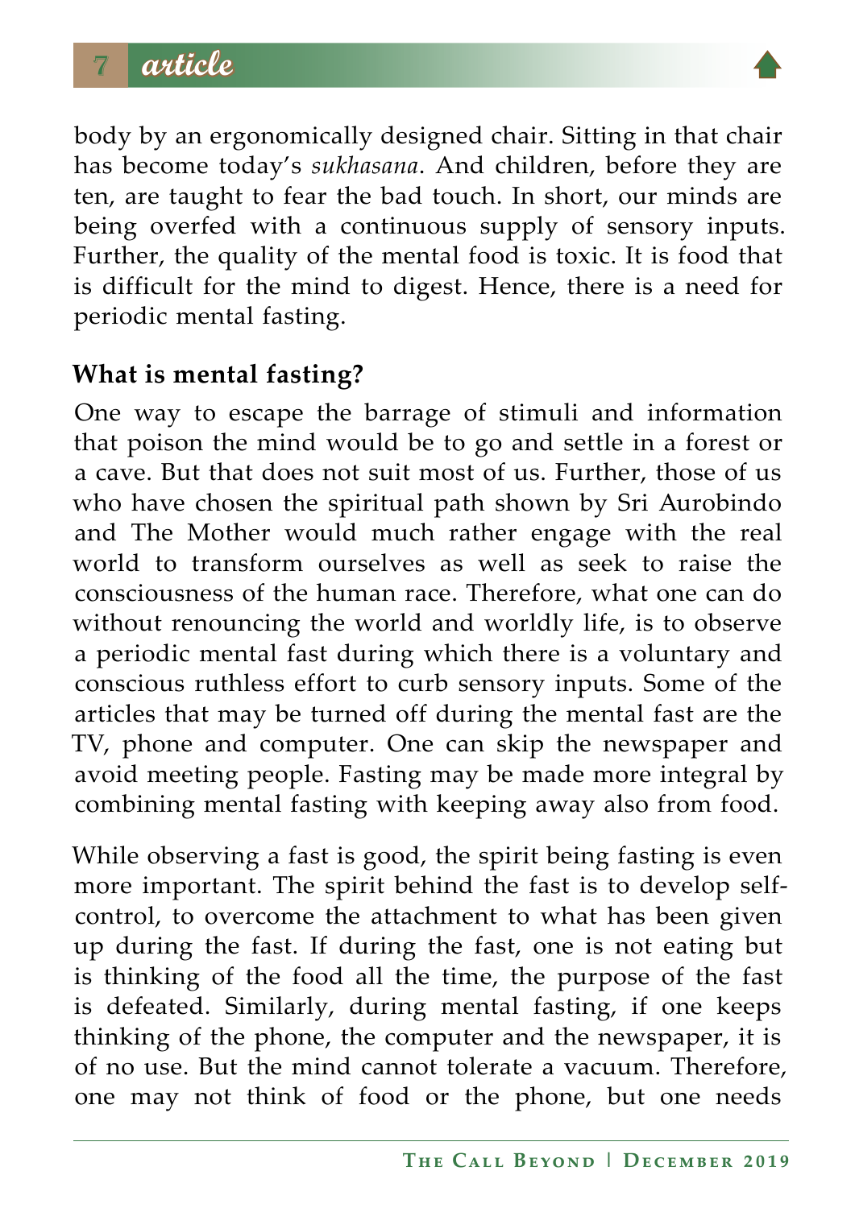body by an ergonomically designed chair. Sitting in that chair has become today's *sukhasana*. And children, before they are ten, are taught to fear the bad touch. In short, our minds are being overfed with a continuous supply of sensory inputs. Further, the quality of the mental food is toxic. It is food that is difficult for the mind to digest. Hence, there is a need for periodic mental fasting.

### What is mental fasting?

One way to escape the barrage of stimuli and information that poison the mind would be to go and settle in a forest or a cave. But that does not suit most of us. Further, those of us who have chosen the spiritual path shown by Sri Aurobindo and The Mother would much rather engage with the real world to transform ourselves as well as seek to raise the consciousness of the human race. Therefore, what one can do without renouncing the world and worldly life, is to observe a periodic mental fast during which there is a voluntary and conscious ruthless effort to curb sensory inputs. Some of the articles that may be turned off during the mental fast are the TV, phone and computer. One can skip the newspaper and avoid meeting people. Fasting may be made more integral by combining mental fasting with keeping away also from food.

While observing a fast is good, the spirit being fasting is even more important. The spirit behind the fast is to develop self-control, to overcome the attachment to what has been given up during the fast. If during the fast, one is not eating but is thinking of the food all the time, the purpose of the fast is defeated. Similarly, during mental fasting, if one keeps thinking of the phone, the computer and the newspaper, it is of no use. But the mind cannot tolerate a vacuum. Therefore, one may not think of food or the phone, but one needs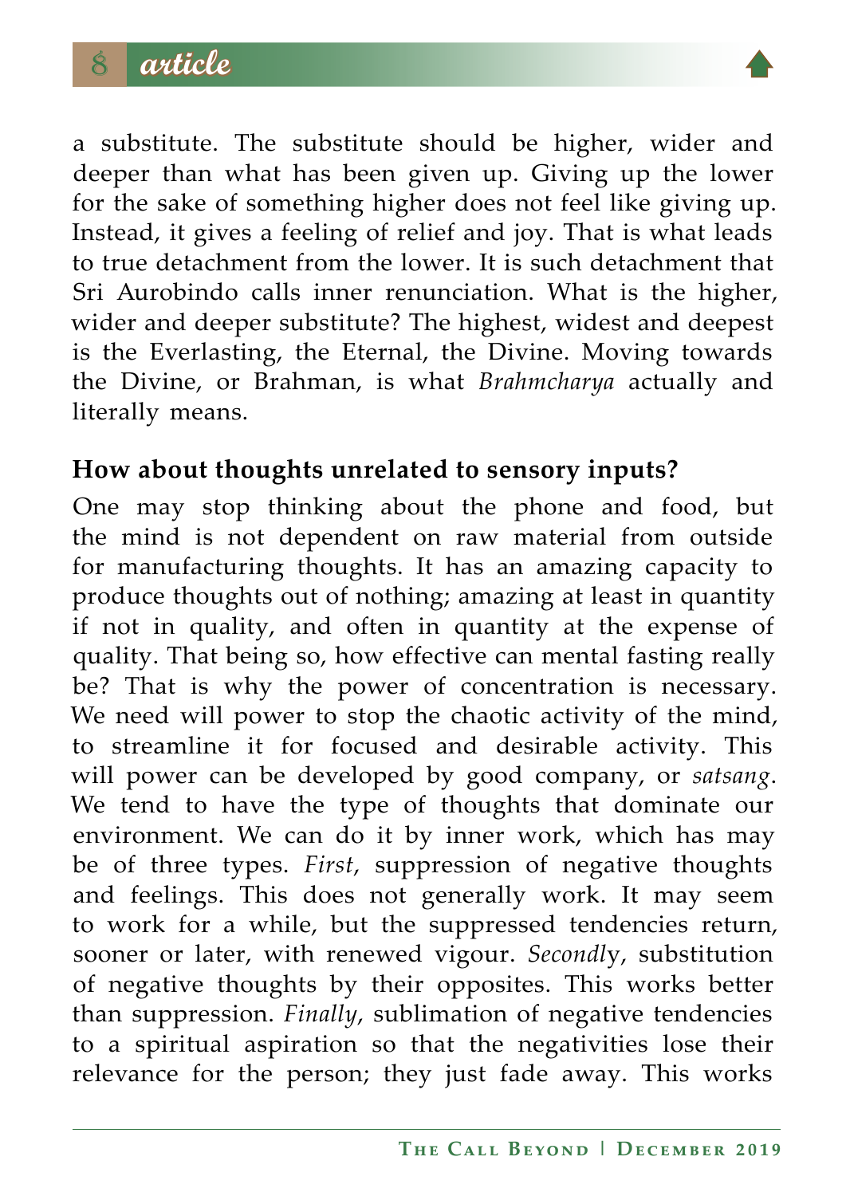a substitute. The substitute should be higher, wider and deeper than what has been given up. Giving up the lower for the sake of something higher does not feel like giving up. Instead, it gives a feeling of relief and joy. That is what leads to true detachment from the lower. It is such detachment that Sri Aurobindo calls inner renunciation. What is the higher, wider and deeper substitute? The highest, widest and deepest is the Everlasting, the Eternal, the Divine. Moving towards the Divine, or Brahman, is what *Brahmcharya* actually and literally means.

**How about thoughts unrelated to sensory inputs?**

One may stop thinking about the phone and food, but the mind is not dependent on raw material from outside for manufacturing thoughts. It has an amazing capacity to produce thoughts out of nothing; amazing at least in quantity if not in quality, and often in quantity at the expense of quality. That being so, how effective can mental fasting really be? That is why the power of concentration is necessary. We need will power to stop the chaotic activity of the mind, to streamline it for focused and desirable activity. This will power can be developed by good company, or *satsang*. We tend to have the type of thoughts that dominate our environment. We can do it by inner work, which has may be of three types. *First*, suppression of negative thoughts and feelings. This does not generally work. It may seem to work for a while, but the suppressed tendencies return, sooner or later, with renewed vigour. *Secondly*, substitution of negative thoughts by their opposites. This works better than suppression. *Finally*, sublimation of negative tendencies to a spiritual aspiration so that the negativities lose their relevance for the person; they just fade away. This works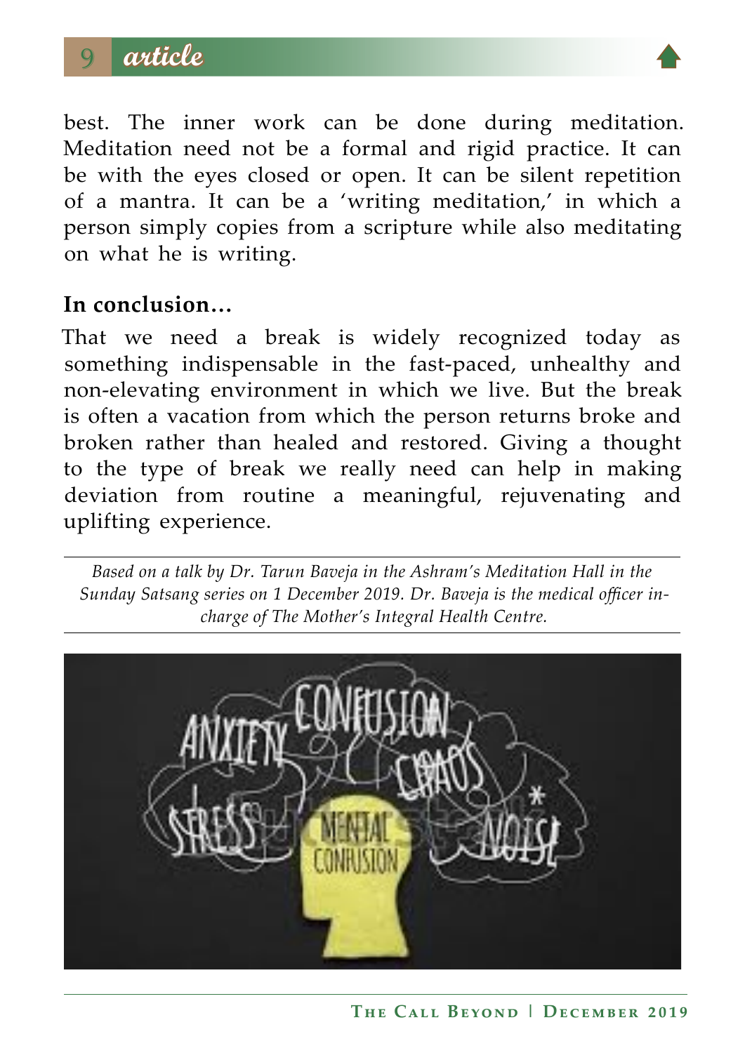best. The inner work can be done during meditation. Meditation need not be a formal and rigid practice. It can be with the eyes closed or open. It can be silent repetition of a mantra. It can be a 'writing meditation,' in which a person simply copies from a scripture while also meditating on what he is writing.

**In conclusion…**

That we need a break is widely recognized today as something indispensable in the fast-paced, unhealthy and non-elevating environment in which we live. But the break is often a vacation from which the person returns broke and broken rather than healed and restored. Giving a thought to the type of break we really need can help in making deviation from routine a meaningful, rejuvenating and uplifting experience.

---

*Based on a talk by Dr. Tarun Baveja in the Ashram's Meditation Hall in the Sunday Satsang series on 1 December 2019. Dr. Baveja is the medical officer in-charge of The Mother's Integral Health Centre.*

---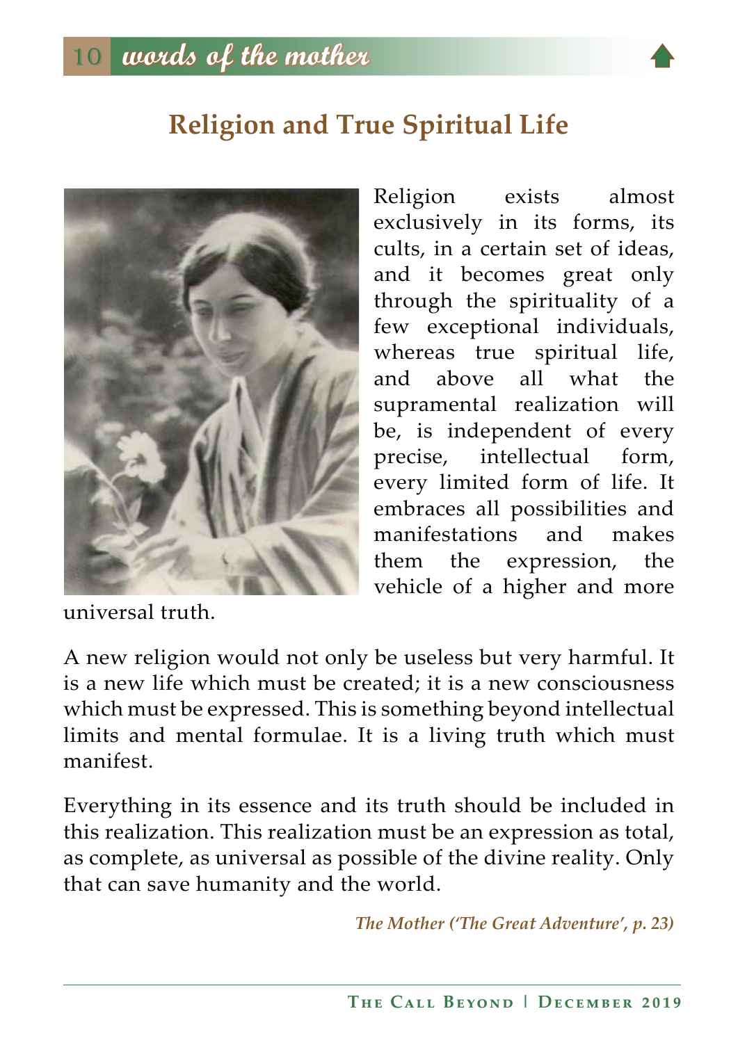## Religion and True Spiritual Life

Religion exists almost exclusively in its forms, its cults, in a certain set of ideas, and it becomes great only through the spirituality of a few exceptional individuals, whereas true spiritual life, and above all what the supramental realization will be, is independent of every precise, intellectual form, every limited form of life. It embraces all possibilities and manifestations and makes them the expression, the vehicle of a higher and more universal truth.

A new religion would not only be useless but very harmful. It is a new life which must be created; it is a new consciousness which must be expressed. This is something beyond intellectual limits and mental formulae. It is a living truth which must manifest.

Everything in its essence and its truth should be included in this realization. This realization must be an expression as total, as complete, as universal as possible of the divine reality. Only that can save humanity and the world.

*The Mother ('The Great Adventure', p. 23)*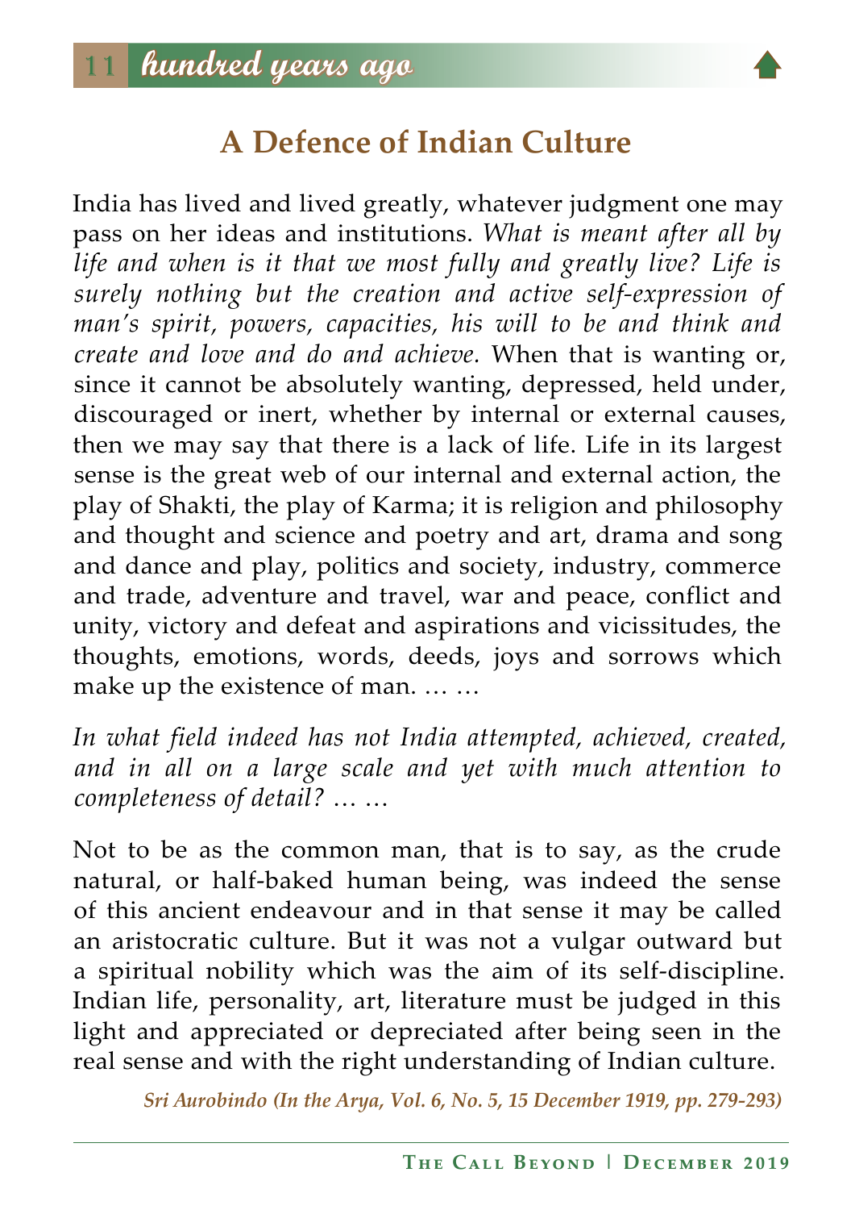## hundred years ago

# A Defence of Indian Culture

India has lived and lived greatly, whatever judgment one may pass on her ideas and institutions. *What is meant after all by life and when is it that we most fully and greatly live? Life is surely nothing but the creation and active self-expression of man's spirit, powers, capacities, his will to be and think and create and love and do and achieve.* When that is wanting or, since it cannot be absolutely wanting, depressed, held under, discouraged or inert, whether by internal or external causes, then we may say that there is a lack of life. Life in its largest sense is the great web of our internal and external action, the play of Shakti, the play of Karma; it is religion and philosophy and thought and science and poetry and art, drama and song and dance and play, politics and society, industry, commerce and trade, adventure and travel, war and peace, conflict and unity, victory and defeat and aspirations and vicissitudes, the thoughts, emotions, words, deeds, joys and sorrows which make up the existence of man. … …

*In what field indeed has not India attempted, achieved, created, and in all on a large scale and yet with much attention to completeness of detail? … …*

Not to be as the common man, that is to say, as the crude natural, or half-baked human being, was indeed the sense of this ancient endeavour and in that sense it may be called an aristocratic culture. But it was not a vulgar outward but a spiritual nobility which was the aim of its self-discipline. Indian life, personality, art, literature must be judged in this light and appreciated or depreciated after being seen in the real sense and with the right understanding of Indian culture.

*Sri Aurobindo (In the Arya, Vol. 6, No. 5, 15 December 1919, pp. 279-293)*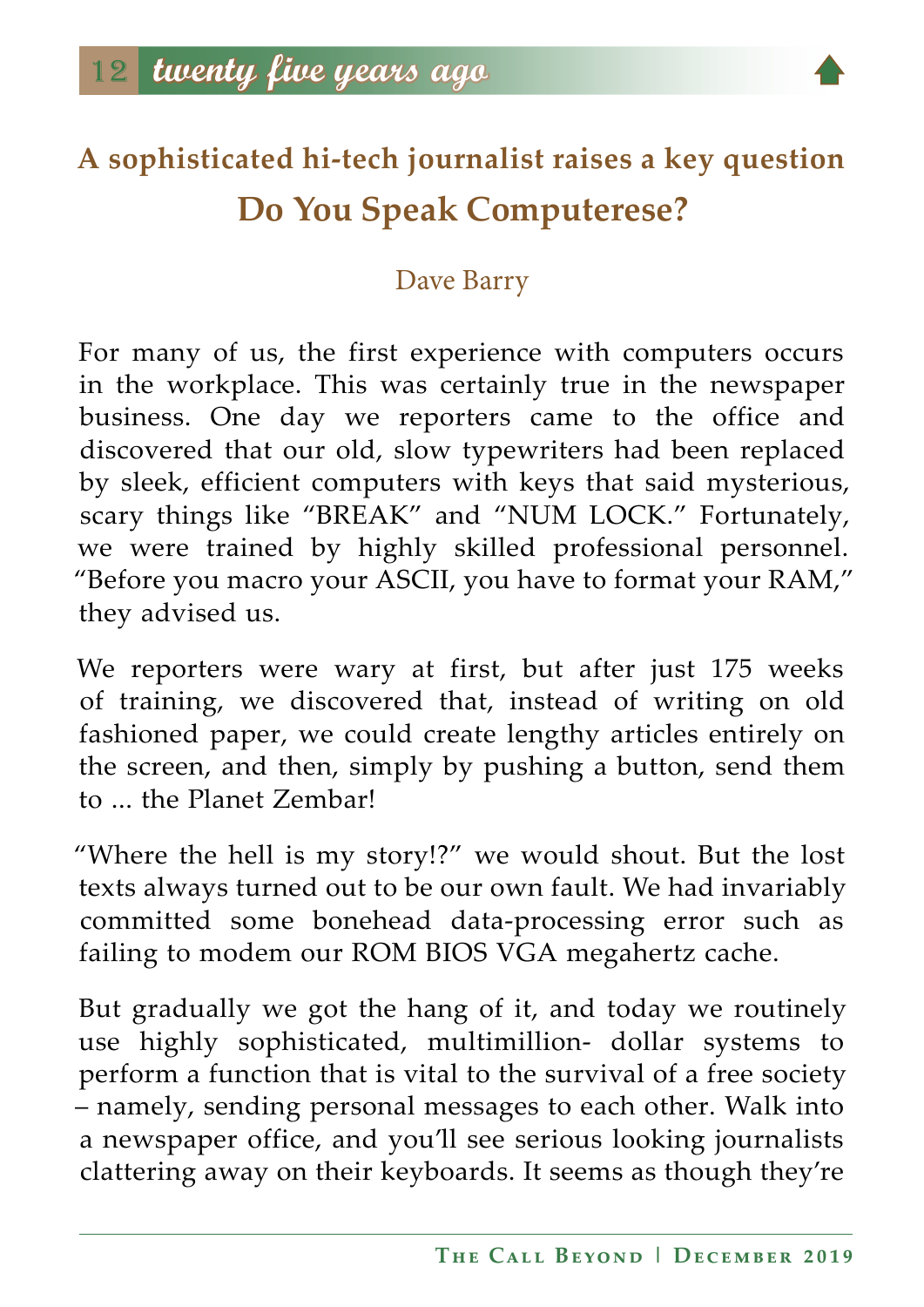### A sophisticated hi-tech journalist raises a key question

## Do You Speak Computerese?

Dave Barry

For many of us, the first experience with computers occurs in the workplace. This was certainly true in the newspaper business. One day we reporters came to the office and discovered that our old, slow typewriters had been replaced by sleek, efficient computers with keys that said mysterious, scary things like "BREAK" and "NUM LOCK." Fortunately, we were trained by highly skilled professional personnel. "Before you macro your ASCII, you have to format your RAM," they advised us.

We reporters were wary at first, but after just 175 weeks of training, we discovered that, instead of writing on old fashioned paper, we could create lengthy articles entirely on the screen, and then, simply by pushing a button, send them to ... the Planet Zembar!

"Where the hell is my story!?" we would shout. But the lost texts always turned out to be our own fault. We had invariably committed some bonehead data-processing error such as failing to modem our ROM BIOS VGA megahertz cache.

But gradually we got the hang of it, and today we routinely use highly sophisticated, multimillion- dollar systems to perform a function that is vital to the survival of a free society – namely, sending personal messages to each other. Walk into a newspaper office, and you'll see serious looking journalists clattering away on their keyboards. It seems as though they're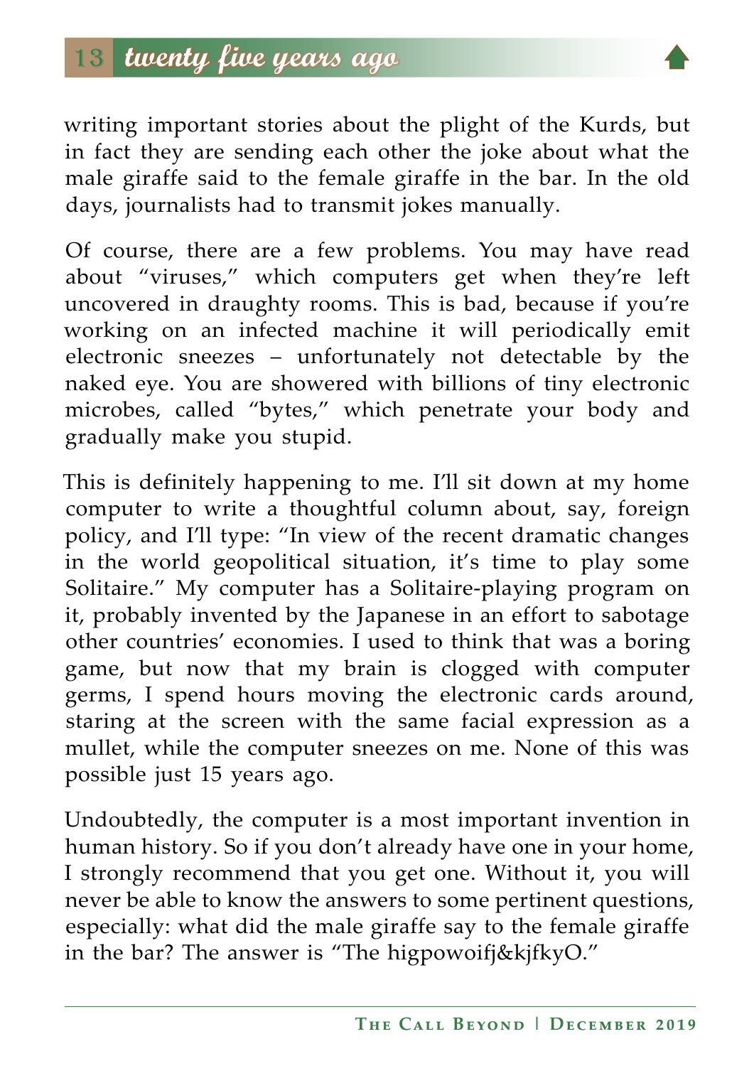writing important stories about the plight of the Kurds, but in fact they are sending each other the joke about what the male giraffe said to the female giraffe in the bar. In the old days, journalists had to transmit jokes manually.

Of course, there are a few problems. You may have read about "viruses," which computers get when they're left uncovered in draughty rooms. This is bad, because if you're working on an infected machine it will periodically emit electronic sneezes – unfortunately not detectable by the naked eye. You are showered with billions of tiny electronic microbes, called "bytes," which penetrate your body and gradually make you stupid.

This is definitely happening to me. I'll sit down at my home computer to write a thoughtful column about, say, foreign policy, and I'll type: "In view of the recent dramatic changes in the world geopolitical situation, it's time to play some Solitaire." My computer has a Solitaire-playing program on it, probably invented by the Japanese in an effort to sabotage other countries' economies. I used to think that was a boring game, but now that my brain is clogged with computer germs, I spend hours moving the electronic cards around, staring at the screen with the same facial expression as a mullet, while the computer sneezes on me. None of this was possible just 15 years ago.

Undoubtedly, the computer is a most important invention in human history. So if you don't already have one in your home, I strongly recommend that you get one. Without it, you will never be able to know the answers to some pertinent questions, especially: what did the male giraffe say to the female giraffe in the bar? The answer is "The higpowoifj&kjfkyO."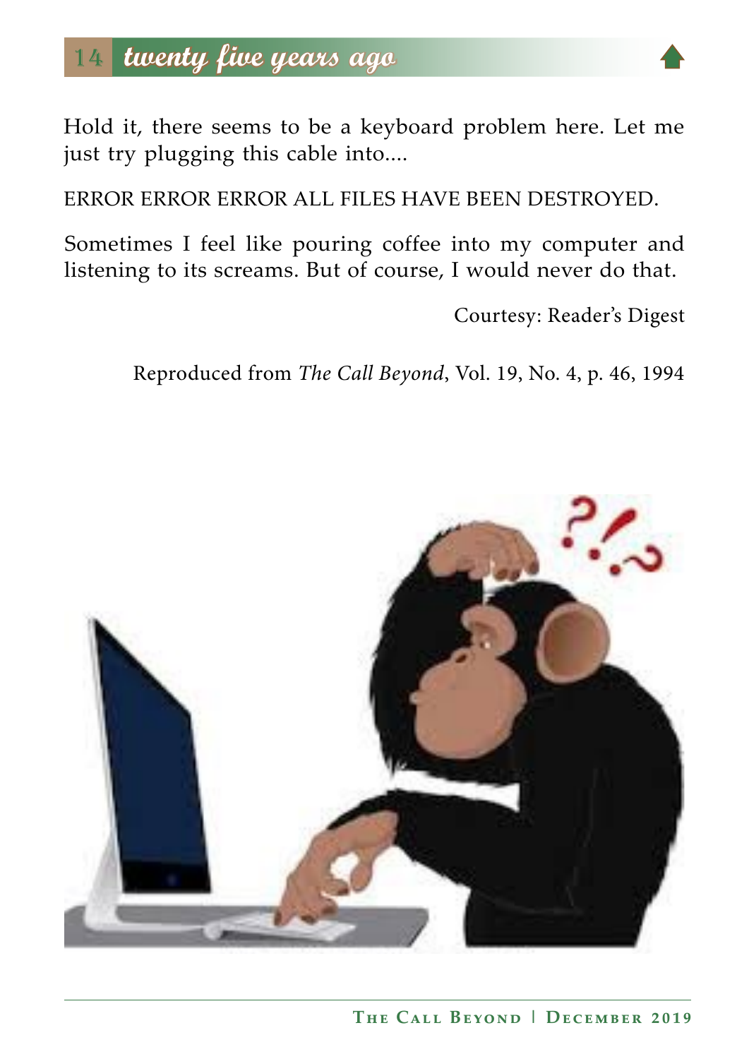## twenty five years ago

Hold it, there seems to be a keyboard problem here. Let me just try plugging this cable into....

ERROR ERROR ERROR ALL FILES HAVE BEEN DESTROYED.

Sometimes I feel like pouring coffee into my computer and listening to its screams. But of course, I would never do that.

Courtesy: Reader's Digest

Reproduced from *The Call Beyond*, Vol. 19, No. 4, p. 46, 1994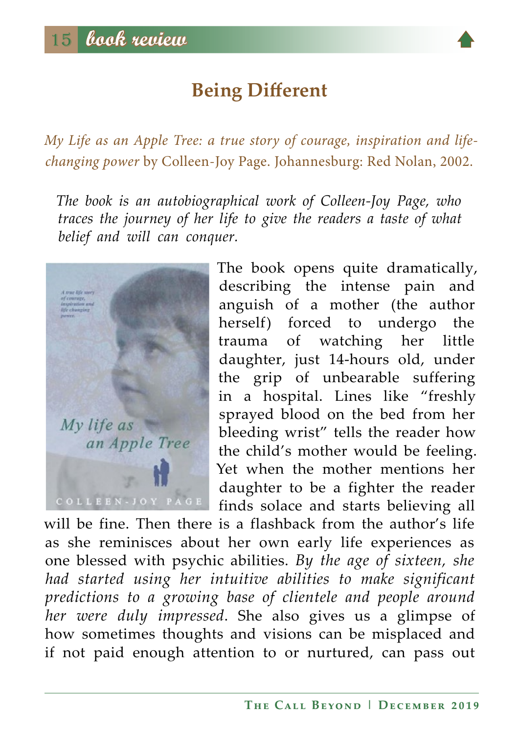# Being Different

*My Life as an Apple Tree: a true story of courage, inspiration and life-changing power* by Colleen-Joy Page. Johannesburg: Red Nolan, 2002.

*The book is an autobiographical work of Colleen-Joy Page, who traces the journey of her life to give the readers a taste of what belief and will can conquer.*

The book opens quite dramatically, describing the intense pain and anguish of a mother (the author herself) forced to undergo the trauma of watching her little daughter, just 14-hours old, under the grip of unbearable suffering in a hospital. Lines like "freshly sprayed blood on the bed from her bleeding wrist" tells the reader how the child's mother would be feeling. Yet when the mother mentions her daughter to be a fighter the reader finds solace and starts believing all will be fine. Then there is a flashback from the author's life as she reminisces about her own early life experiences as one blessed with psychic abilities. *By the age of sixteen, she had started using her intuitive abilities to make significant predictions to a growing base of clientele and people around her were duly impressed*. She also gives us a glimpse of how sometimes thoughts and visions can be misplaced and if not paid enough attention to or nurtured, can pass out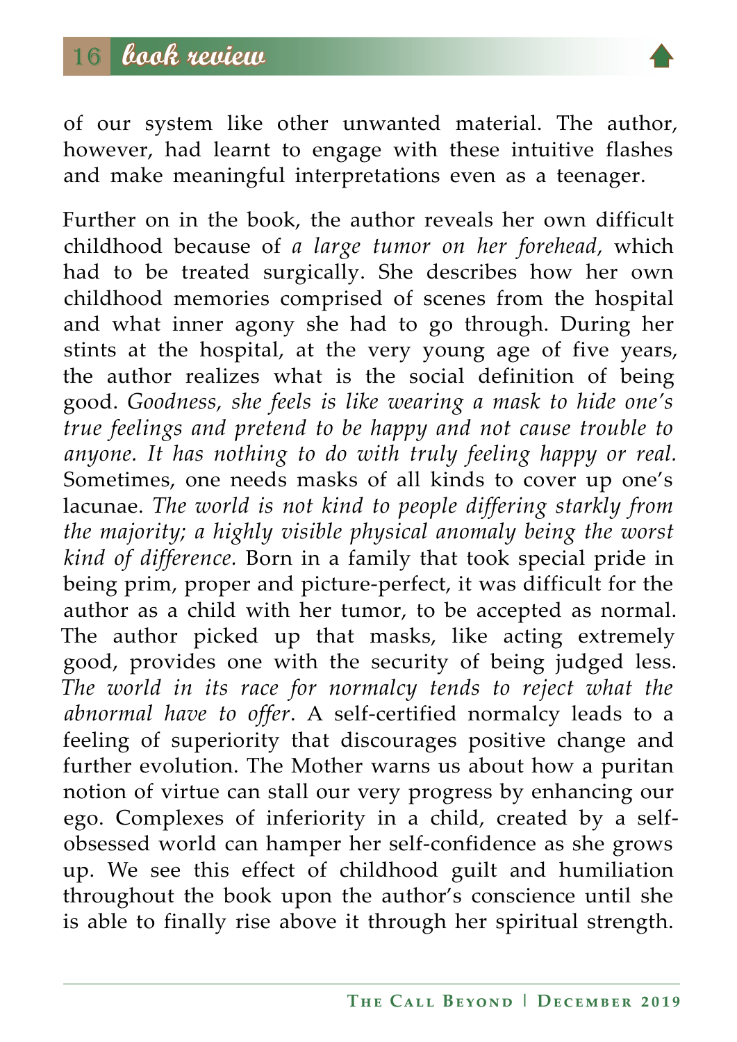of our system like other unwanted material. The author, however, had learnt to engage with these intuitive flashes and make meaningful interpretations even as a teenager.

Further on in the book, the author reveals her own difficult childhood because of *a large tumor on her forehead*, which had to be treated surgically. She describes how her own childhood memories comprised of scenes from the hospital and what inner agony she had to go through. During her stints at the hospital, at the very young age of five years, the author realizes what is the social definition of being good. *Goodness, she feels is like wearing a mask to hide one's true feelings and pretend to be happy and not cause trouble to anyone. It has nothing to do with truly feeling happy or real.* Sometimes, one needs masks of all kinds to cover up one's lacunae. *The world is not kind to people differing starkly from the majority; a highly visible physical anomaly being the worst kind of difference.* Born in a family that took special pride in being prim, proper and picture-perfect, it was difficult for the author as a child with her tumor, to be accepted as normal. The author picked up that masks, like acting extremely good, provides one with the security of being judged less. *The world in its race for normalcy tends to reject what the abnormal have to offer*. A self-certified normalcy leads to a feeling of superiority that discourages positive change and further evolution. The Mother warns us about how a puritan notion of virtue can stall our very progress by enhancing our ego. Complexes of inferiority in a child, created by a self-obsessed world can hamper her self-confidence as she grows up. We see this effect of childhood guilt and humiliation throughout the book upon the author's conscience until she is able to finally rise above it through her spiritual strength.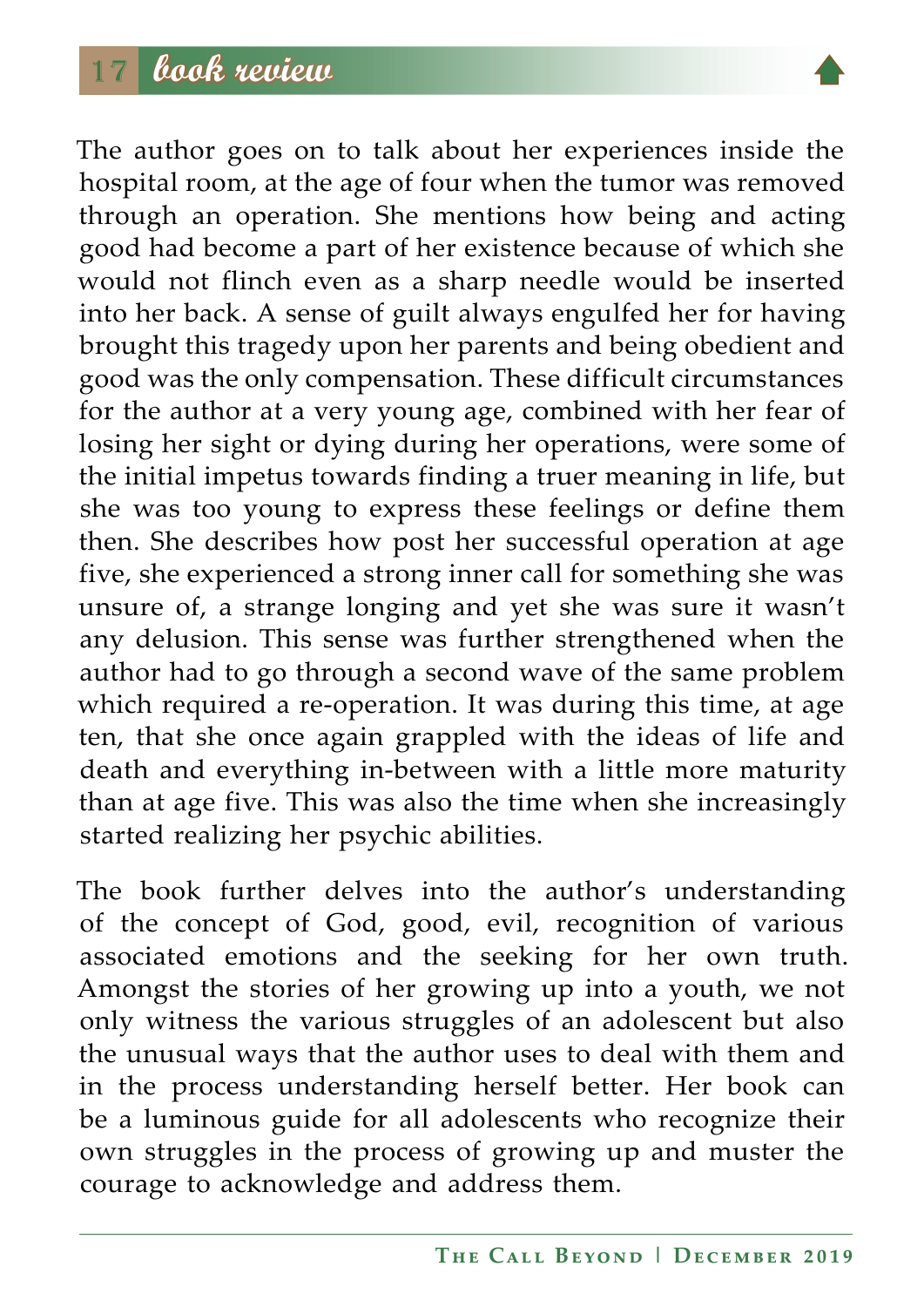The author goes on to talk about her experiences inside the hospital room, at the age of four when the tumor was removed through an operation. She mentions how being and acting good had become a part of her existence because of which she would not flinch even as a sharp needle would be inserted into her back. A sense of guilt always engulfed her for having brought this tragedy upon her parents and being obedient and good was the only compensation. These difficult circumstances for the author at a very young age, combined with her fear of losing her sight or dying during her operations, were some of the initial impetus towards finding a truer meaning in life, but she was too young to express these feelings or define them then. She describes how post her successful operation at age five, she experienced a strong inner call for something she was unsure of, a strange longing and yet she was sure it wasn't any delusion. This sense was further strengthened when the author had to go through a second wave of the same problem which required a re-operation. It was during this time, at age ten, that she once again grappled with the ideas of life and death and everything in-between with a little more maturity than at age five. This was also the time when she increasingly started realizing her psychic abilities.

The book further delves into the author's understanding of the concept of God, good, evil, recognition of various associated emotions and the seeking for her own truth. Amongst the stories of her growing up into a youth, we not only witness the various struggles of an adolescent but also the unusual ways that the author uses to deal with them and in the process understanding herself better. Her book can be a luminous guide for all adolescents who recognize their own struggles in the process of growing up and muster the courage to acknowledge and address them.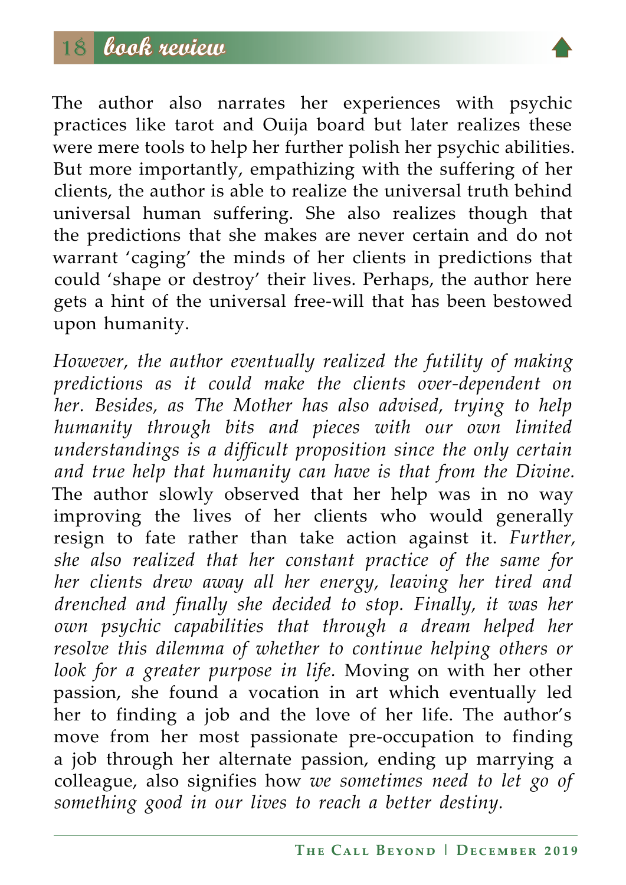The author also narrates her experiences with psychic practices like tarot and Ouija board but later realizes these were mere tools to help her further polish her psychic abilities. But more importantly, empathizing with the suffering of her clients, the author is able to realize the universal truth behind universal human suffering. She also realizes though that the predictions that she makes are never certain and do not warrant 'caging' the minds of her clients in predictions that could 'shape or destroy' their lives. Perhaps, the author here gets a hint of the universal free-will that has been bestowed upon humanity.

*However, the author eventually realized the futility of making predictions as it could make the clients over-dependent on her. Besides, as The Mother has also advised, trying to help humanity through bits and pieces with our own limited understandings is a difficult proposition since the only certain and true help that humanity can have is that from the Divine.* The author slowly observed that her help was in no way improving the lives of her clients who would generally resign to fate rather than take action against it. *Further, she also realized that her constant practice of the same for her clients drew away all her energy, leaving her tired and drenched and finally she decided to stop. Finally, it was her own psychic capabilities that through a dream helped her resolve this dilemma of whether to continue helping others or look for a greater purpose in life.* Moving on with her other passion, she found a vocation in art which eventually led her to finding a job and the love of her life. The author's move from her most passionate pre-occupation to finding a job through her alternate passion, ending up marrying a colleague, also signifies how *we sometimes need to let go of something good in our lives to reach a better destiny.*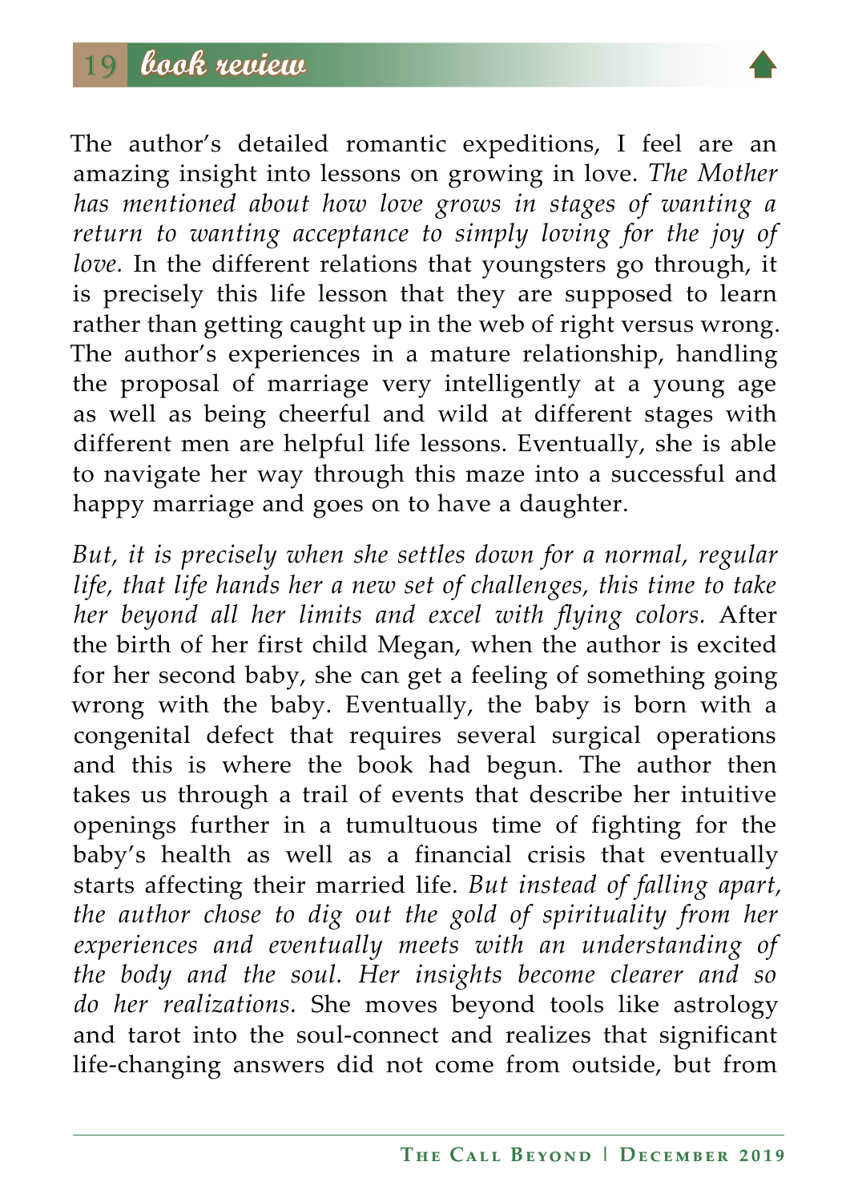The author's detailed romantic expeditions, I feel are an amazing insight into lessons on growing in love. *The Mother has mentioned about how love grows in stages of wanting a return to wanting acceptance to simply loving for the joy of love.* In the different relations that youngsters go through, it is precisely this life lesson that they are supposed to learn rather than getting caught up in the web of right versus wrong. The author's experiences in a mature relationship, handling the proposal of marriage very intelligently at a young age as well as being cheerful and wild at different stages with different men are helpful life lessons. Eventually, she is able to navigate her way through this maze into a successful and happy marriage and goes on to have a daughter.

*But, it is precisely when she settles down for a normal, regular life, that life hands her a new set of challenges, this time to take her beyond all her limits and excel with flying colors.* After the birth of her first child Megan, when the author is excited for her second baby, she can get a feeling of something going wrong with the baby. Eventually, the baby is born with a congenital defect that requires several surgical operations and this is where the book had begun. The author then takes us through a trail of events that describe her intuitive openings further in a tumultuous time of fighting for the baby's health as well as a financial crisis that eventually starts affecting their married life. *But instead of falling apart, the author chose to dig out the gold of spirituality from her experiences and eventually meets with an understanding of the body and the soul. Her insights become clearer and so do her realizations.* She moves beyond tools like astrology and tarot into the soul-connect and realizes that significant life-changing answers did not come from outside, but from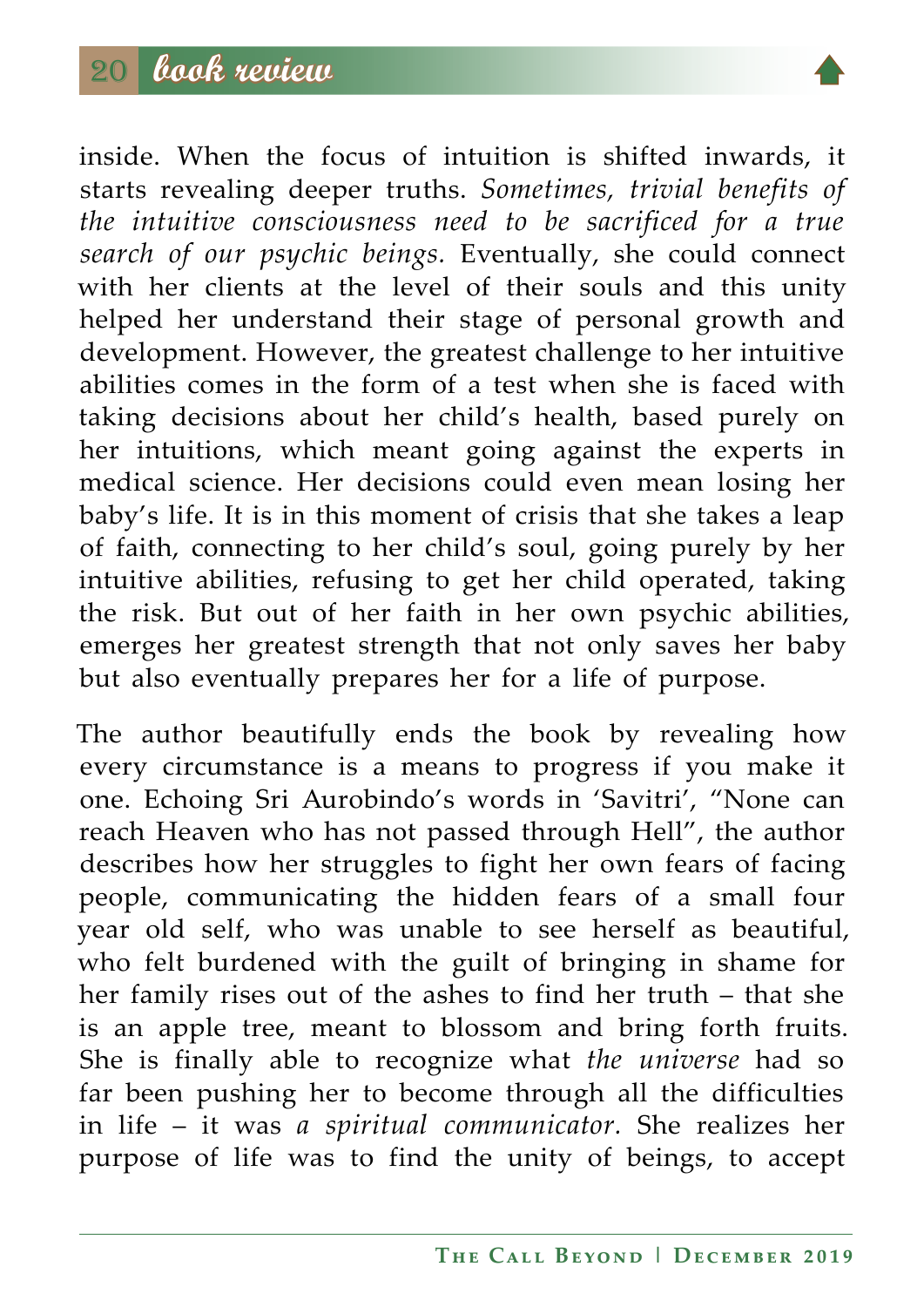inside. When the focus of intuition is shifted inwards, it starts revealing deeper truths. *Sometimes, trivial benefits of the intuitive consciousness need to be sacrificed for a true search of our psychic beings.* Eventually, she could connect with her clients at the level of their souls and this unity helped her understand their stage of personal growth and development. However, the greatest challenge to her intuitive abilities comes in the form of a test when she is faced with taking decisions about her child's health, based purely on her intuitions, which meant going against the experts in medical science. Her decisions could even mean losing her baby's life. It is in this moment of crisis that she takes a leap of faith, connecting to her child's soul, going purely by her intuitive abilities, refusing to get her child operated, taking the risk. But out of her faith in her own psychic abilities, emerges her greatest strength that not only saves her baby but also eventually prepares her for a life of purpose.

The author beautifully ends the book by revealing how every circumstance is a means to progress if you make it one. Echoing Sri Aurobindo's words in 'Savitri', "None can reach Heaven who has not passed through Hell", the author describes how her struggles to fight her own fears of facing people, communicating the hidden fears of a small four year old self, who was unable to see herself as beautiful, who felt burdened with the guilt of bringing in shame for her family rises out of the ashes to find her truth – that she is an apple tree, meant to blossom and bring forth fruits. She is finally able to recognize what *the universe* had so far been pushing her to become through all the difficulties in life – it was *a spiritual communicator*. She realizes her purpose of life was to find the unity of beings, to accept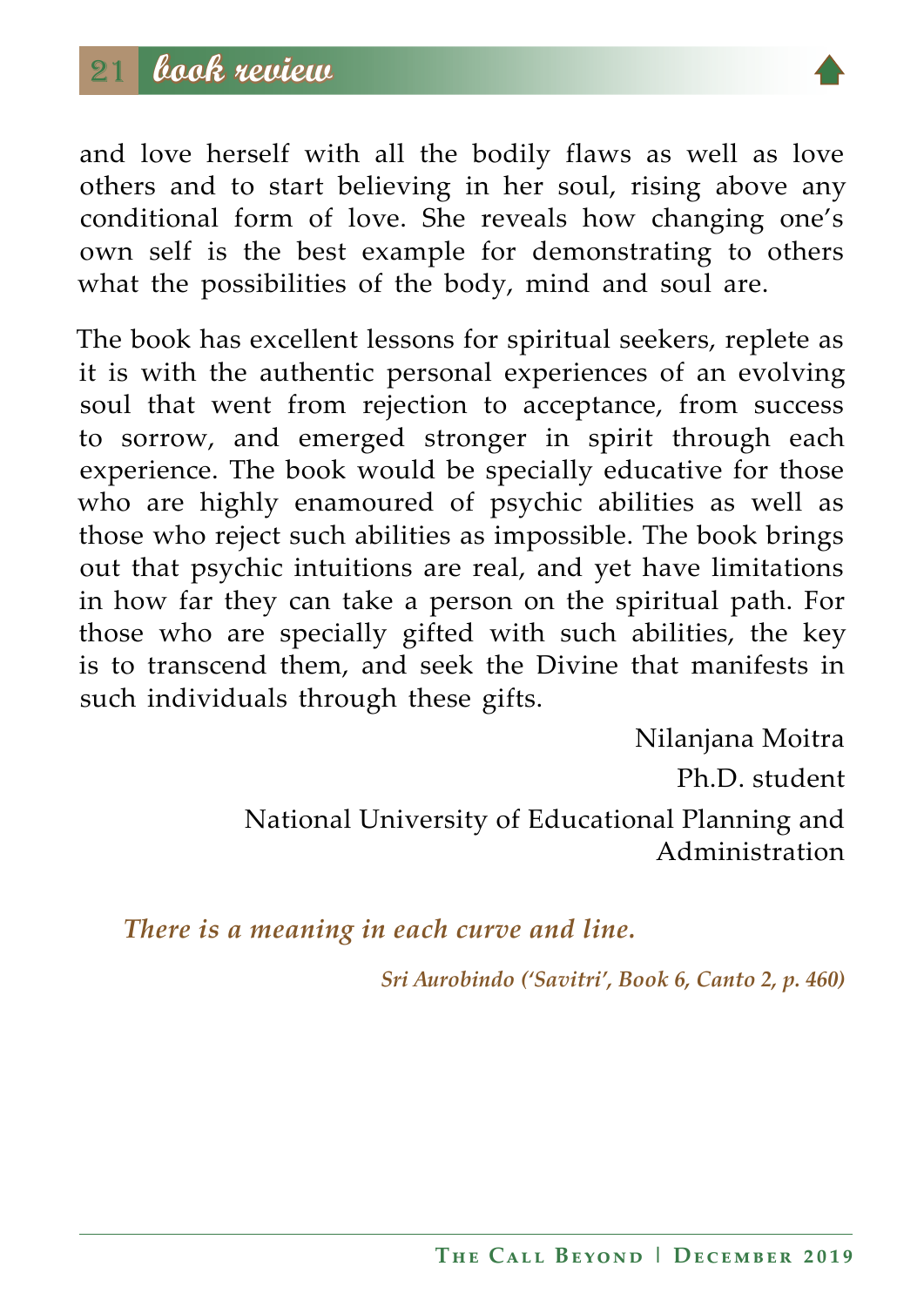and love herself with all the bodily flaws as well as love others and to start believing in her soul, rising above any conditional form of love. She reveals how changing one's own self is the best example for demonstrating to others what the possibilities of the body, mind and soul are.

The book has excellent lessons for spiritual seekers, replete as it is with the authentic personal experiences of an evolving soul that went from rejection to acceptance, from success to sorrow, and emerged stronger in spirit through each experience. The book would be specially educative for those who are highly enamoured of psychic abilities as well as those who reject such abilities as impossible. The book brings out that psychic intuitions are real, and yet have limitations in how far they can take a person on the spiritual path. For those who are specially gifted with such abilities, the key is to transcend them, and seek the Divine that manifests in such individuals through these gifts.

Nilanjana Moitra  
Ph.D. student  
National University of Educational Planning and Administration

***There is a meaning in each curve and line.***

*Sri Aurobindo ('Savitri', Book 6, Canto 2, p. 460)*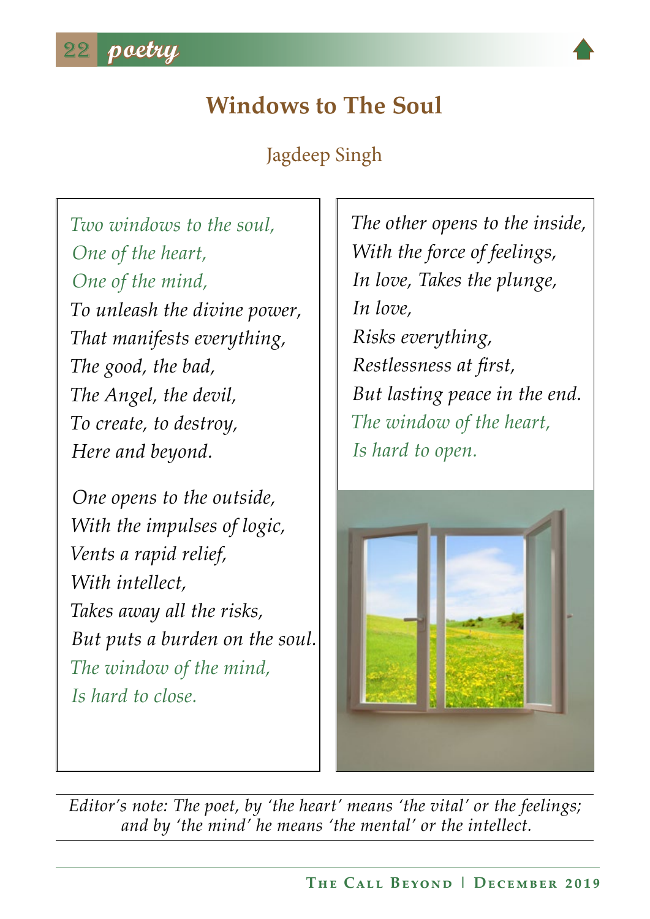# Windows to The Soul

Jagdeep Singh

*Two windows to the soul,*
*One of the heart,*
*One of the mind,*
*To unleash the divine power,*
*That manifests everything,*
*The good, the bad,*
*The Angel, the devil,*
*To create, to destroy,*
*Here and beyond.*

*One opens to the outside,*
*With the impulses of logic,*
*Vents a rapid relief,*
*With intellect,*
*Takes away all the risks,*
*But puts a burden on the soul.*
*The window of the mind,*
*Is hard to close.*

*The other opens to the inside,*
*With the force of feelings,*
*In love, Takes the plunge,*
*In love,*
*Risks everything,*
*Restlessness at first,*
*But lasting peace in the end.*
*The window of the heart,*
*Is hard to open.*

*Editor's note: The poet, by 'the heart' means 'the vital' or the feelings; and by 'the mind' he means 'the mental' or the intellect.*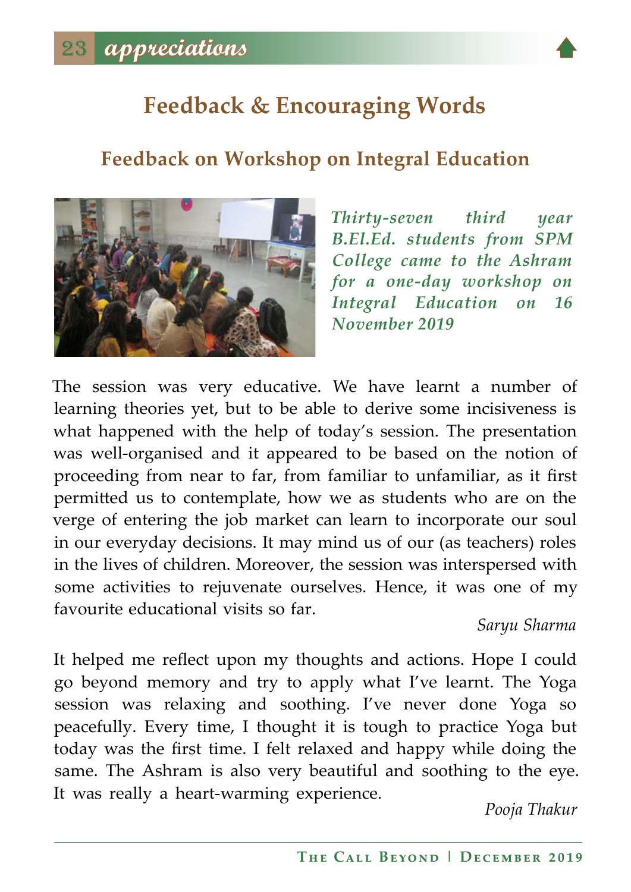# Feedback & Encouraging Words

## Feedback on Workshop on Integral Education

*Thirty-seven third year B.El.Ed. students from SPM College came to the Ashram for a one-day workshop on Integral Education on 16 November 2019*

The session was very educative. We have learnt a number of learning theories yet, but to be able to derive some incisiveness is what happened with the help of today's session. The presentation was well-organised and it appeared to be based on the notion of proceeding from near to far, from familiar to unfamiliar, as it first permitted us to contemplate, how we as students who are on the verge of entering the job market can learn to incorporate our soul in our everyday decisions. It may mind us of our (as teachers) roles in the lives of children. Moreover, the session was interspersed with some activities to rejuvenate ourselves. Hence, it was one of my favourite educational visits so far.

*Saryu Sharma*

It helped me reflect upon my thoughts and actions. Hope I could go beyond memory and try to apply what I've learnt. The Yoga session was relaxing and soothing. I've never done Yoga so peacefully. Every time, I thought it is tough to practice Yoga but today was the first time. I felt relaxed and happy while doing the same. The Ashram is also very beautiful and soothing to the eye. It was really a heart-warming experience.

*Pooja Thakur*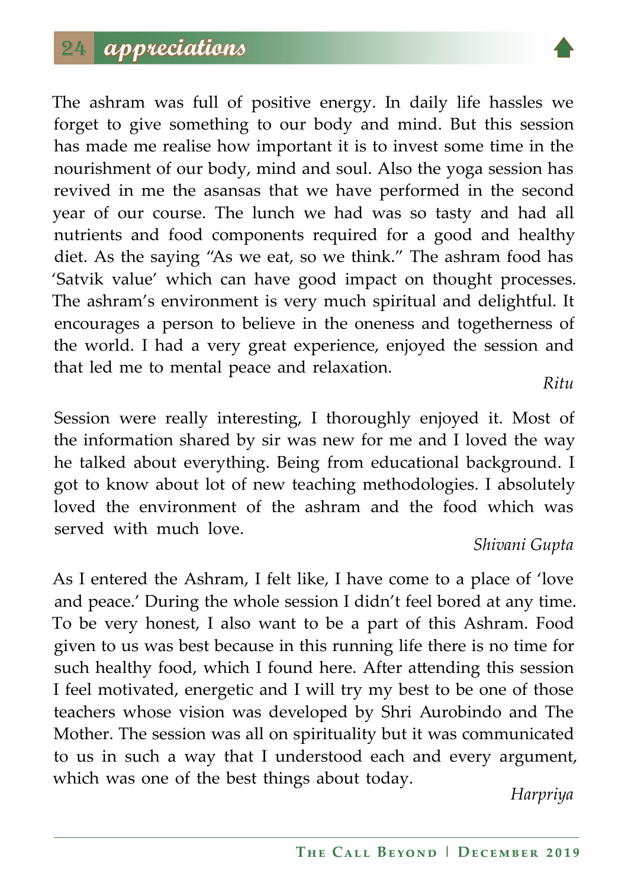## appreciations

The ashram was full of positive energy. In daily life hassles we forget to give something to our body and mind. But this session has made me realise how important it is to invest some time in the nourishment of our body, mind and soul. Also the yoga session has revived in me the asansas that we have performed in the second year of our course. The lunch we had was so tasty and had all nutrients and food components required for a good and healthy diet. As the saying "As we eat, so we think." The ashram food has 'Satvik value' which can have good impact on thought processes. The ashram's environment is very much spiritual and delightful. It encourages a person to believe in the oneness and togetherness of the world. I had a very great experience, enjoyed the session and that led me to mental peace and relaxation.

*Ritu*

Session were really interesting, I thoroughly enjoyed it. Most of the information shared by sir was new for me and I loved the way he talked about everything. Being from educational background. I got to know about lot of new teaching methodologies. I absolutely loved the environment of the ashram and the food which was served with much love.

*Shivani Gupta*

As I entered the Ashram, I felt like, I have come to a place of 'love and peace.' During the whole session I didn't feel bored at any time. To be very honest, I also want to be a part of this Ashram. Food given to us was best because in this running life there is no time for such healthy food, which I found here. After attending this session I feel motivated, energetic and I will try my best to be one of those teachers whose vision was developed by Shri Aurobindo and The Mother. The session was all on spirituality but it was communicated to us in such a way that I understood each and every argument, which was one of the best things about today.

*Harpriya*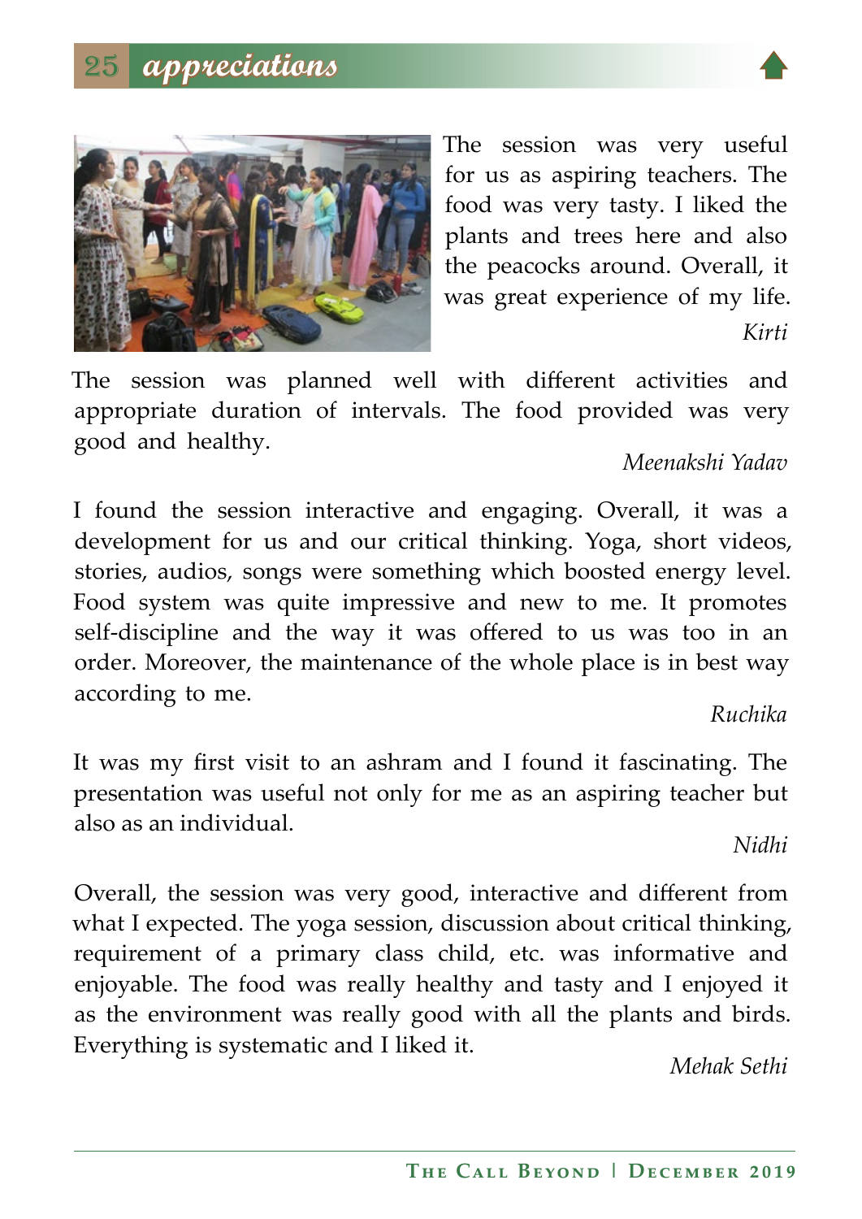# appreciations

The session was very useful for us as aspiring teachers. The food was very tasty. I liked the plants and trees here and also the peacocks around. Overall, it was great experience of my life.

*Kirti*

The session was planned well with different activities and appropriate duration of intervals. The food provided was very good and healthy.

*Meenakshi Yadav*

I found the session interactive and engaging. Overall, it was a development for us and our critical thinking. Yoga, short videos, stories, audios, songs were something which boosted energy level. Food system was quite impressive and new to me. It promotes self-discipline and the way it was offered to us was too in an order. Moreover, the maintenance of the whole place is in best way according to me.

*Ruchika*

It was my first visit to an ashram and I found it fascinating. The presentation was useful not only for me as an aspiring teacher but also as an individual.

*Nidhi*

Overall, the session was very good, interactive and different from what I expected. The yoga session, discussion about critical thinking, requirement of a primary class child, etc. was informative and enjoyable. The food was really healthy and tasty and I enjoyed it as the environment was really good with all the plants and birds. Everything is systematic and I liked it.

*Mehak Sethi*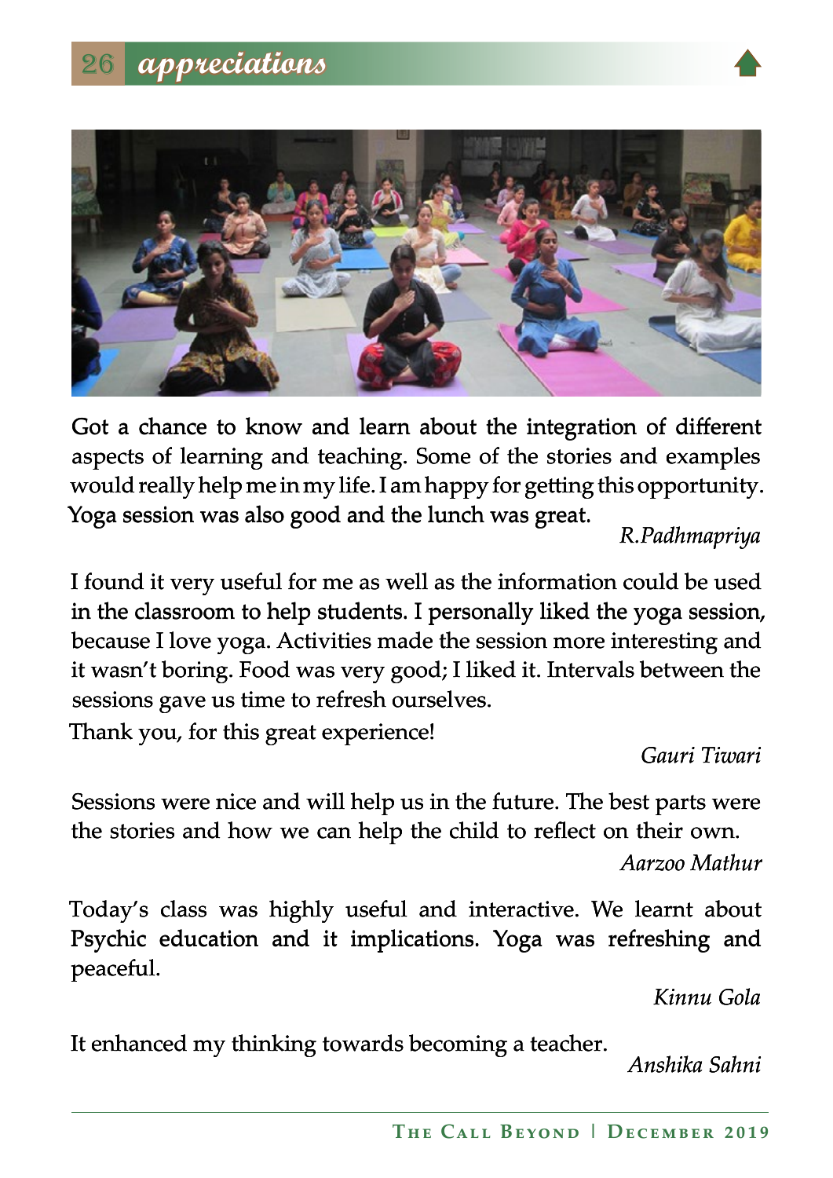## appreciations

Got a chance to know and learn about the integration of different aspects of learning and teaching. Some of the stories and examples would really help me in my life. I am happy for getting this opportunity. Yoga session was also good and the lunch was great.

*R.Padhmapriya*

I found it very useful for me as well as the information could be used in the classroom to help students. I personally liked the yoga session, because I love yoga. Activities made the session more interesting and it wasn't boring. Food was very good; I liked it. Intervals between the sessions gave us time to refresh ourselves.

Thank you, for this great experience!

*Gauri Tiwari*

Sessions were nice and will help us in the future. The best parts were the stories and how we can help the child to reflect on their own.

*Aarzoo Mathur*

Today's class was highly useful and interactive. We learnt about Psychic education and it implications. Yoga was refreshing and peaceful.

*Kinnu Gola*

It enhanced my thinking towards becoming a teacher.

*Anshika Sahni*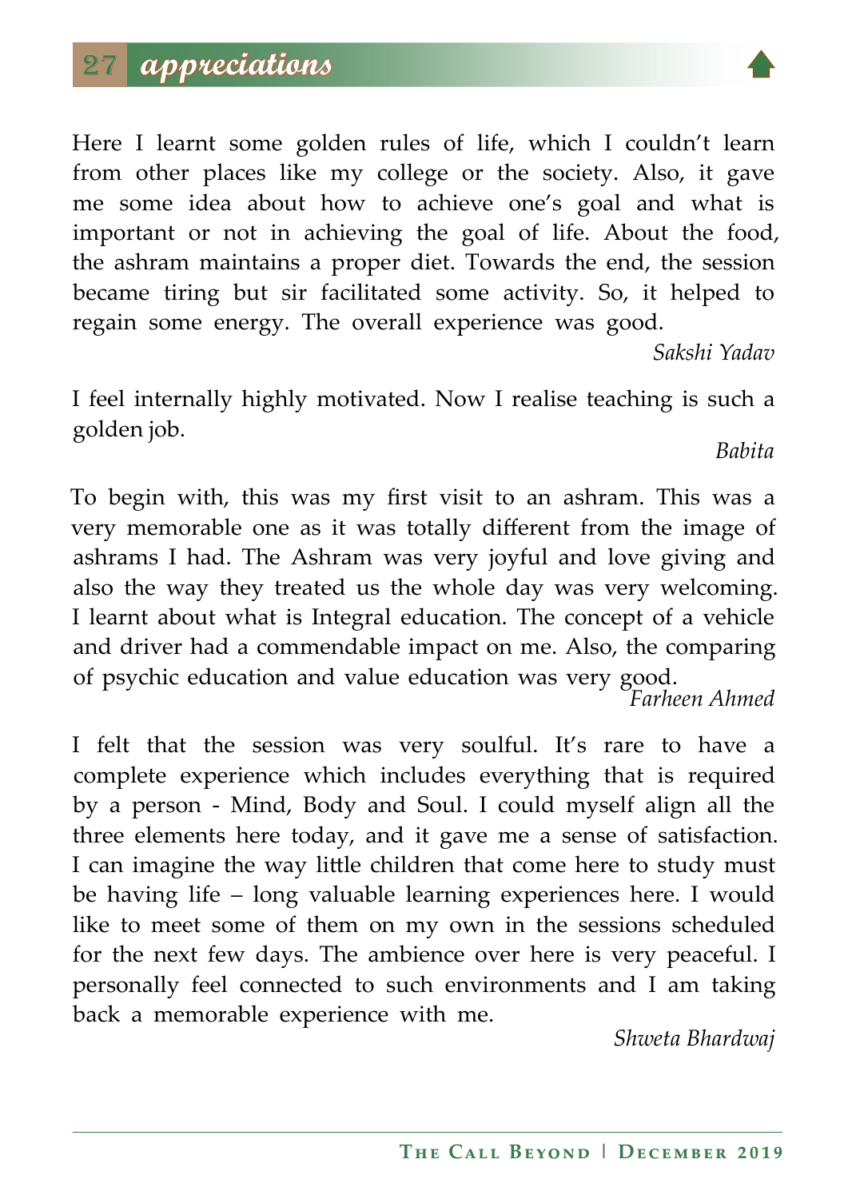## appreciations

Here I learnt some golden rules of life, which I couldn't learn from other places like my college or the society. Also, it gave me some idea about how to achieve one's goal and what is important or not in achieving the goal of life. About the food, the ashram maintains a proper diet. Towards the end, the session became tiring but sir facilitated some activity. So, it helped to regain some energy. The overall experience was good.

*Sakshi Yadav*

I feel internally highly motivated. Now I realise teaching is such a golden job.

*Babita*

To begin with, this was my first visit to an ashram. This was a very memorable one as it was totally different from the image of ashrams I had. The Ashram was very joyful and love giving and also the way they treated us the whole day was very welcoming. I learnt about what is Integral education. The concept of a vehicle and driver had a commendable impact on me. Also, the comparing of psychic education and value education was very good.

*Farheen Ahmed*

I felt that the session was very soulful. It's rare to have a complete experience which includes everything that is required by a person - Mind, Body and Soul. I could myself align all the three elements here today, and it gave me a sense of satisfaction. I can imagine the way little children that come here to study must be having life – long valuable learning experiences here. I would like to meet some of them on my own in the sessions scheduled for the next few days. The ambience over here is very peaceful. I personally feel connected to such environments and I am taking back a memorable experience with me.

*Shweta Bhardwaj*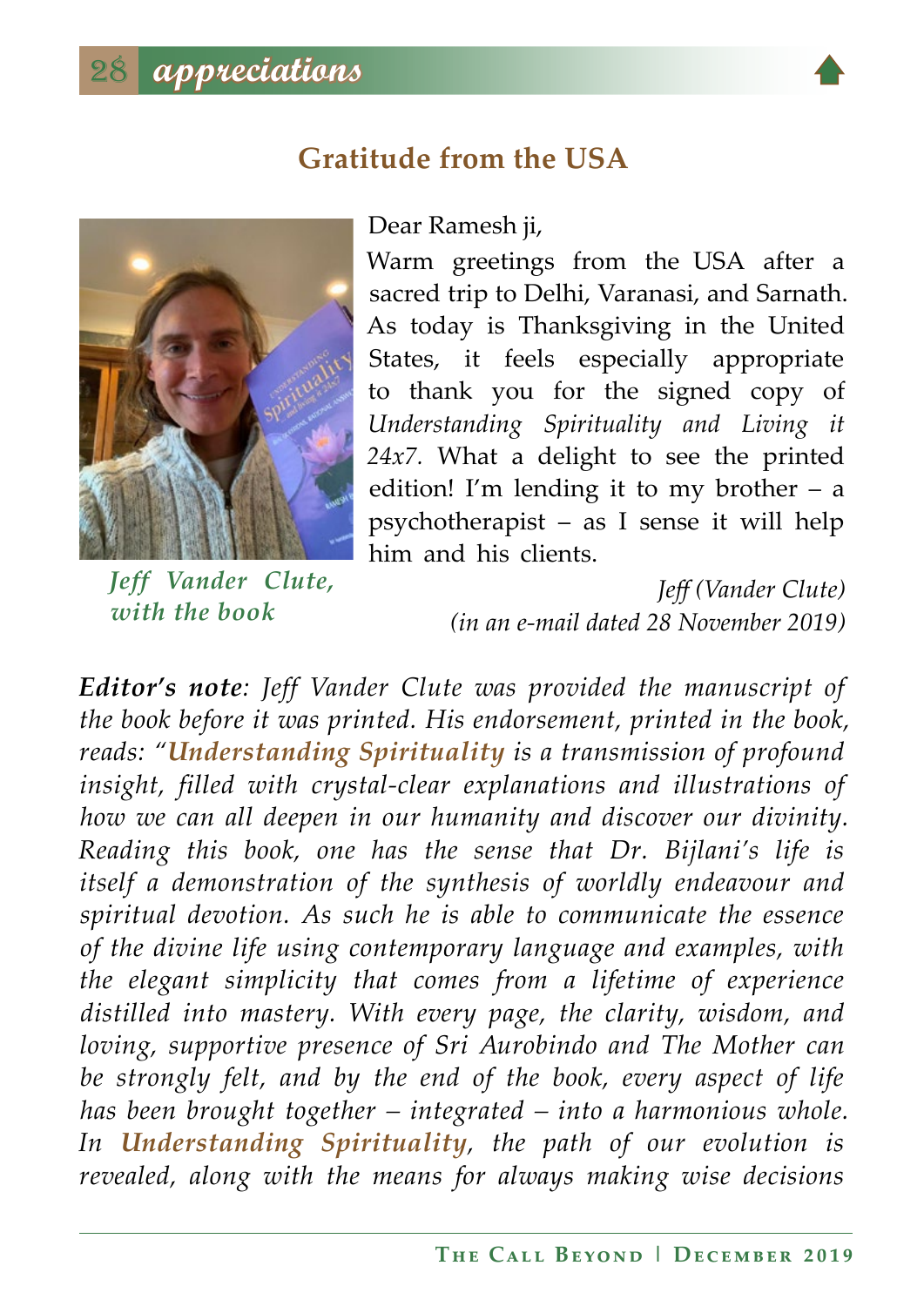## Gratitude from the USA

Dear Ramesh ji,

Warm greetings from the USA after a sacred trip to Delhi, Varanasi, and Sarnath. As today is Thanksgiving in the United States, it feels especially appropriate to thank you for the signed copy of *Understanding Spirituality and Living it 24x7*. What a delight to see the printed edition! I'm lending it to my brother – a psychotherapist – as I sense it will help him and his clients.

*Jeff Vander Clute, with the book*

*Jeff (Vander Clute)*
*(in an e-mail dated 28 November 2019)*

***Editor's note****: Jeff Vander Clute was provided the manuscript of the book before it was printed. His endorsement, printed in the book, reads: "**Understanding Spirituality** is a transmission of profound insight, filled with crystal-clear explanations and illustrations of how we can all deepen in our humanity and discover our divinity. Reading this book, one has the sense that Dr. Bijlani's life is itself a demonstration of the synthesis of worldly endeavour and spiritual devotion. As such he is able to communicate the essence of the divine life using contemporary language and examples, with the elegant simplicity that comes from a lifetime of experience distilled into mastery. With every page, the clarity, wisdom, and loving, supportive presence of Sri Aurobindo and The Mother can be strongly felt, and by the end of the book, every aspect of life has been brought together – integrated – into a harmonious whole. In **Understanding Spirituality**, the path of our evolution is revealed, along with the means for always making wise decisions*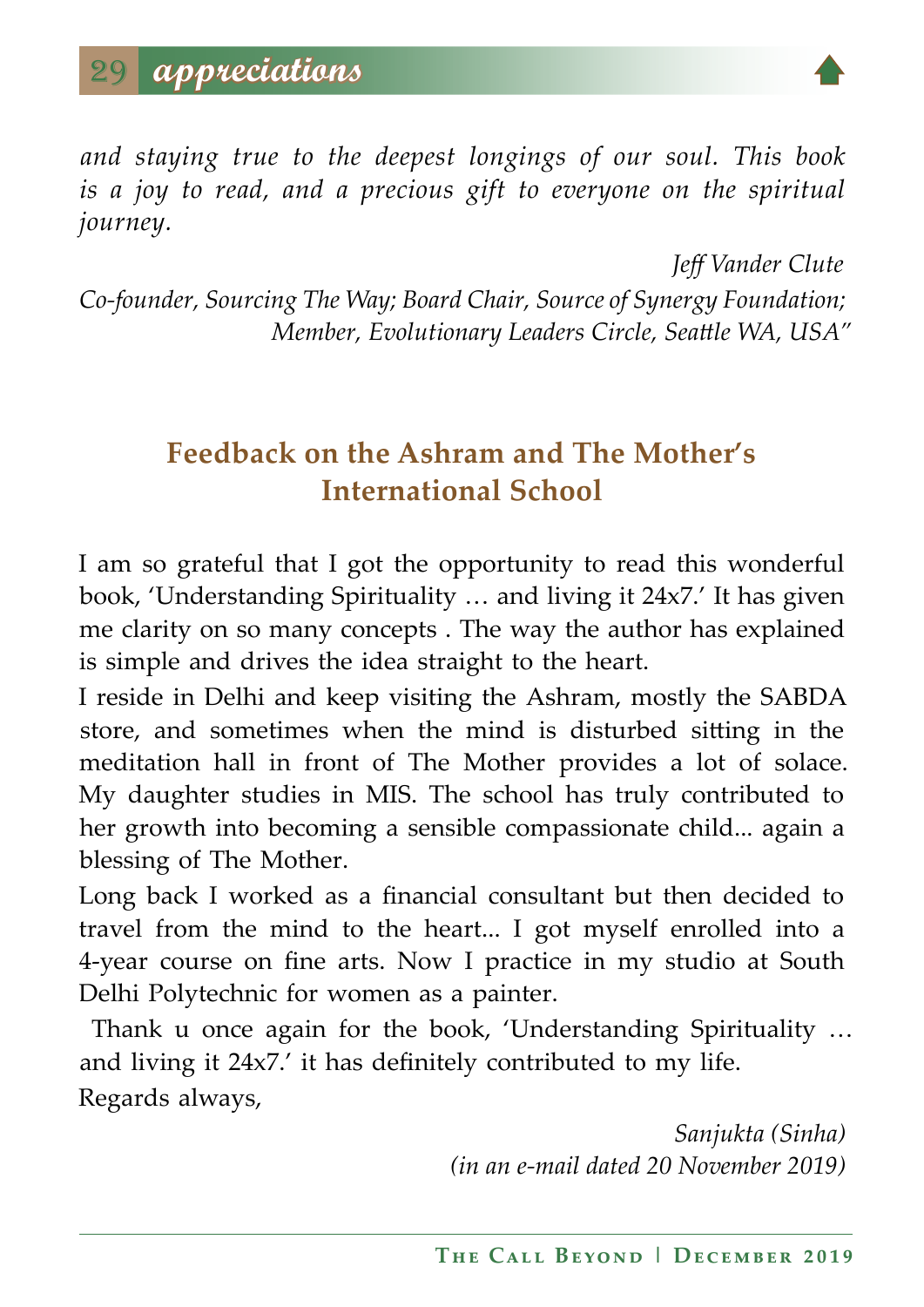*and staying true to the deepest longings of our soul. This book is a joy to read, and a precious gift to everyone on the spiritual journey.*

*Jeff Vander Clute*
*Co-founder, Sourcing The Way; Board Chair, Source of Synergy Foundation; Member, Evolutionary Leaders Circle, Seattle WA, USA"*

## Feedback on the Ashram and The Mother's International School

I am so grateful that I got the opportunity to read this wonderful book, 'Understanding Spirituality … and living it 24x7.' It has given me clarity on so many concepts . The way the author has explained is simple and drives the idea straight to the heart.

I reside in Delhi and keep visiting the Ashram, mostly the SABDA store, and sometimes when the mind is disturbed sitting in the meditation hall in front of The Mother provides a lot of solace. My daughter studies in MIS. The school has truly contributed to her growth into becoming a sensible compassionate child... again a blessing of The Mother.

Long back I worked as a financial consultant but then decided to travel from the mind to the heart... I got myself enrolled into a 4-year course on fine arts. Now I practice in my studio at South Delhi Polytechnic for women as a painter.

Thank u once again for the book, 'Understanding Spirituality … and living it 24x7.' it has definitely contributed to my life.

Regards always,

*Sanjukta (Sinha)*
*(in an e-mail dated 20 November 2019)*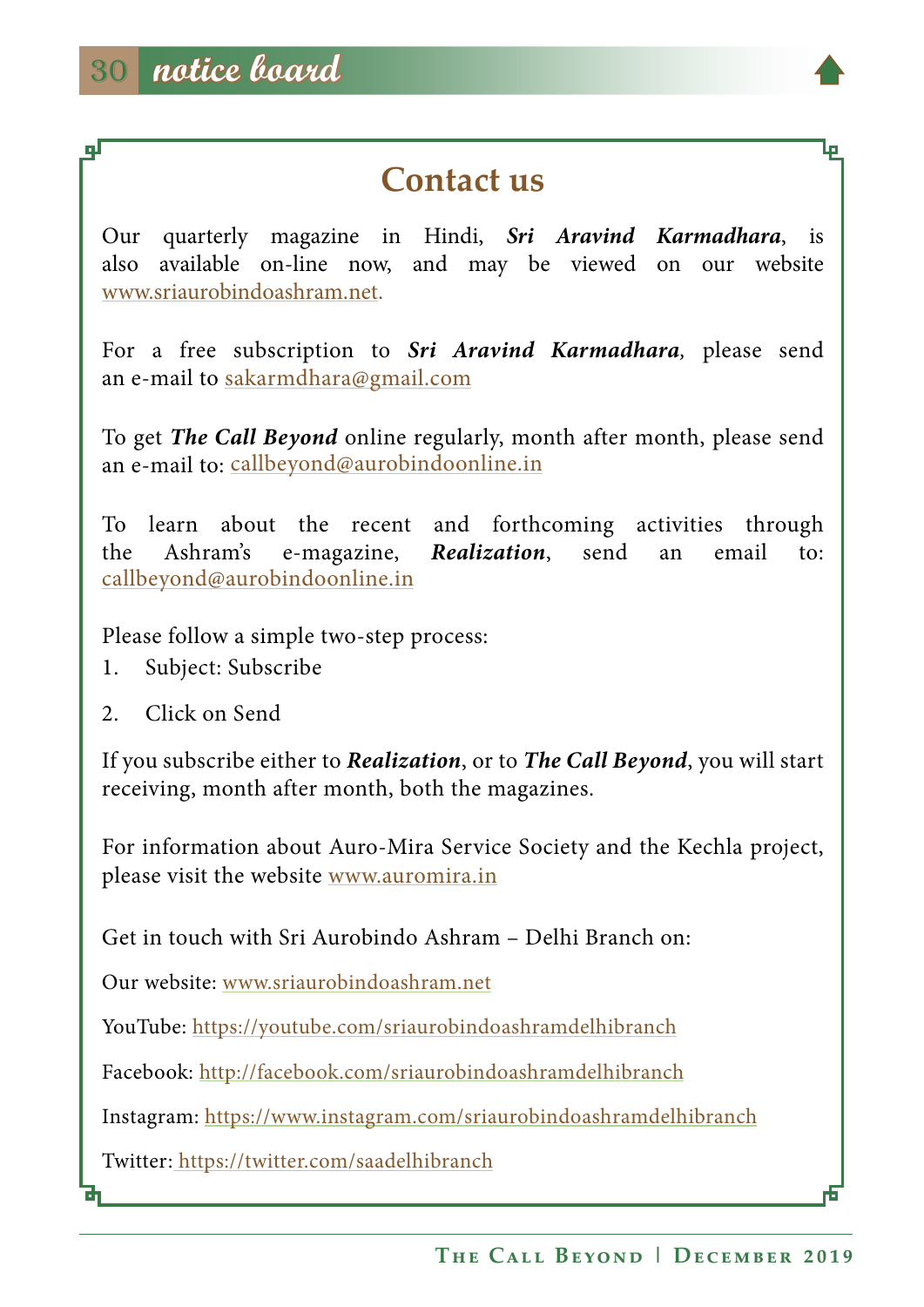## Contact us

Our quarterly magazine in Hindi, ***Sri Aravind Karmadhara***, is also available on-line now, and may be viewed on our website www.sriaurobindoashram.net.

For a free subscription to ***Sri Aravind Karmadhara***, please send an e-mail to sakarmdhara@gmail.com

To get ***The Call Beyond*** online regularly, month after month, please send an e-mail to: callbeyond@aurobindoonline.in

To learn about the recent and forthcoming activities through the Ashram's e-magazine, ***Realization***, send an email to: callbeyond@aurobindoonline.in

Please follow a simple two-step process:

1. Subject: Subscribe
2. Click on Send

If you subscribe either to ***Realization***, or to ***The Call Beyond***, you will start receiving, month after month, both the magazines.

For information about Auro-Mira Service Society and the Kechla project, please visit the website www.auromira.in

Get in touch with Sri Aurobindo Ashram – Delhi Branch on:

Our website: www.sriaurobindoashram.net

YouTube: https://youtube.com/sriaurobindoashramdelhibranch

Facebook: http://facebook.com/sriaurobindoashramdelhibranch

Instagram: https://www.instagram.com/sriaurobindoashramdelhibranch

Twitter: https://twitter.com/saadelhibranch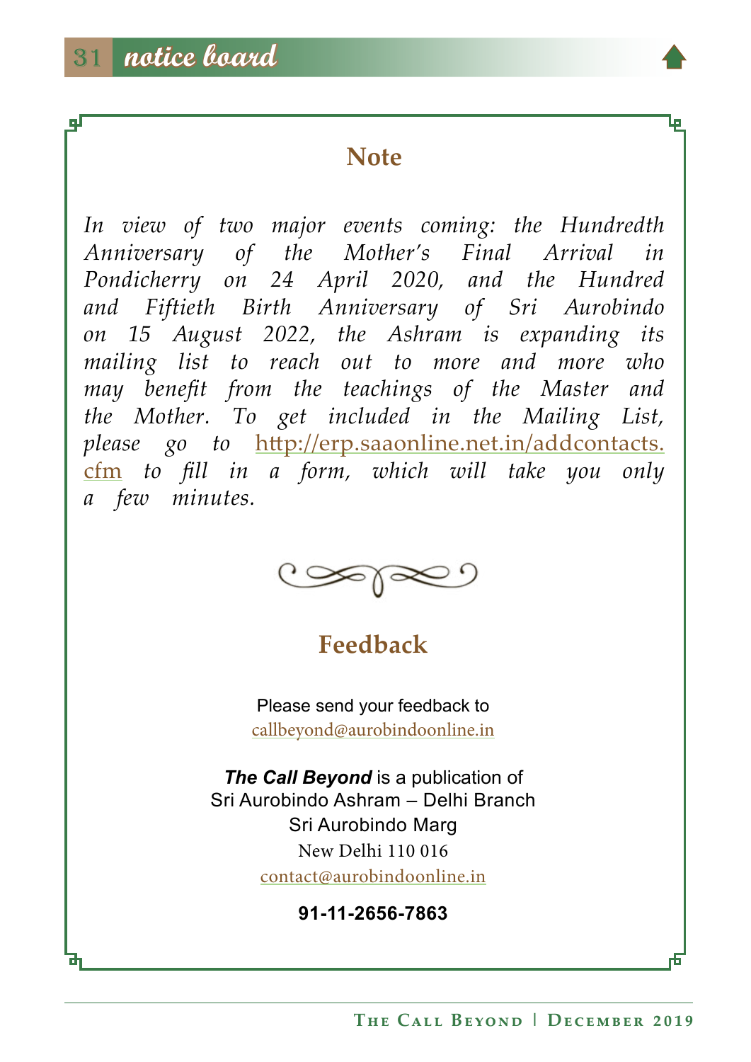## Note

*In view of two major events coming: the Hundredth Anniversary of the Mother's Final Arrival in Pondicherry on 24 April 2020, and the Hundred and Fiftieth Birth Anniversary of Sri Aurobindo on 15 August 2022, the Ashram is expanding its mailing list to reach out to more and more who may benefit from the teachings of the Master and the Mother. To get included in the Mailing List, please go to* http://erp.saaonline.net.in/addcontacts.cfm *to fill in a form, which will take you only a few minutes.*

## Feedback

Please send your feedback to
callbeyond@aurobindoonline.in

***The Call Beyond*** is a publication of
Sri Aurobindo Ashram – Delhi Branch
Sri Aurobindo Marg
New Delhi 110 016
contact@aurobindoonline.in

**91-11-2656-7863**